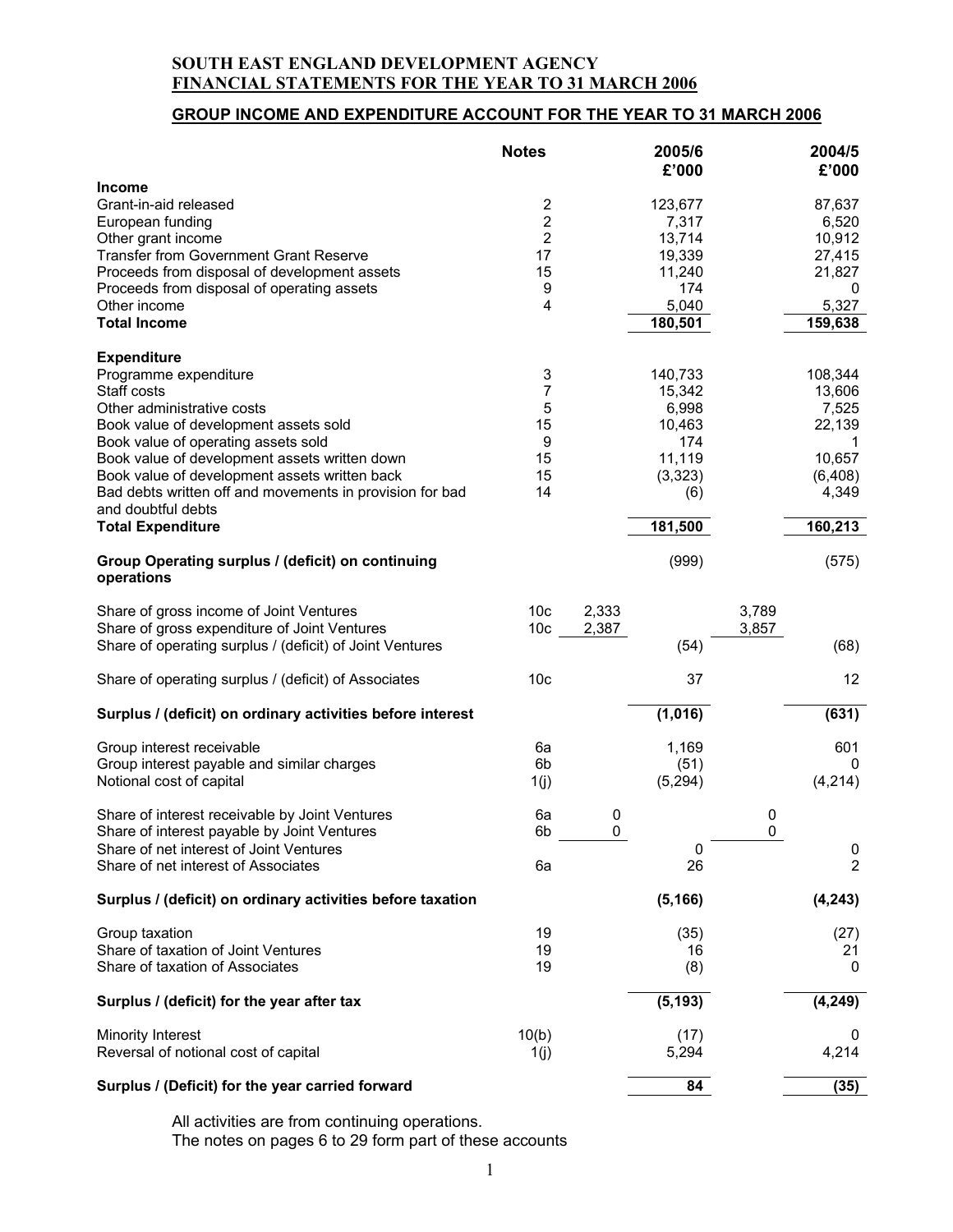# SOUTH EAST ENGLAND DEVELOPMENT AGENCY
## FINANCIAL STATEMENTS FOR THE YEAR TO 31 MARCH 2006

### GROUP INCOME AND EXPENDITURE ACCOUNT FOR THE YEAR TO 31 MARCH 2006

| | Notes | | 2005/6 £'000 | | 2004/5 £'000 |
|---|---|---|---|---|---|
| **Income** | | | | | |
| Grant-in-aid released | 2 | | 123,677 | | 87,637 |
| European funding | 2 | | 7,317 | | 6,520 |
| Other grant income | 2 | | 13,714 | | 10,912 |
| Transfer from Government Grant Reserve | 17 | | 19,339 | | 27,415 |
| Proceeds from disposal of development assets | 15 | | 11,240 | | 21,827 |
| Proceeds from disposal of operating assets | 9 | | 174 | | 0 |
| Other income | 4 | | 5,040 | | 5,327 |
| **Total Income** | | | **180,501** | | **159,638** |
| **Expenditure** | | | | | |
| Programme expenditure | 3 | | 140,733 | | 108,344 |
| Staff costs | 7 | | 15,342 | | 13,606 |
| Other administrative costs | 5 | | 6,998 | | 7,525 |
| Book value of development assets sold | 15 | | 10,463 | | 22,139 |
| Book value of operating assets sold | 9 | | 174 | | 1 |
| Book value of development assets written down | 15 | | 11,119 | | 10,657 |
| Book value of development assets written back | 15 | | (3,323) | | (6,408) |
| Bad debts written off and movements in provision for bad and doubtful debts | 14 | | (6) | | 4,349 |
| **Total Expenditure** | | | **181,500** | | **160,213** |
| **Group Operating surplus / (deficit) on continuing operations** | | | (999) | | (575) |
| Share of gross income of Joint Ventures | 10c | 2,333 | | 3,789 | |
| Share of gross expenditure of Joint Ventures | 10c | 2,387 | | 3,857 | |
| Share of operating surplus / (deficit) of Joint Ventures | | | (54) | | (68) |
| Share of operating surplus / (deficit) of Associates | 10c | | 37 | | 12 |
| **Surplus / (deficit) on ordinary activities before interest** | | | **(1,016)** | | **(631)** |
| Group interest receivable | 6a | | 1,169 | | 601 |
| Group interest payable and similar charges | 6b | | (51) | | 0 |
| Notional cost of capital | 1(j) | | (5,294) | | (4,214) |
| Share of interest receivable by Joint Ventures | 6a | 0 | | 0 | |
| Share of interest payable by Joint Ventures | 6b | 0 | | 0 | |
| Share of net interest of Joint Ventures | | | 0 | | 0 |
| Share of net interest of Associates | 6a | | 26 | | 2 |
| **Surplus / (deficit) on ordinary activities before taxation** | | | **(5,166)** | | **(4,243)** |
| Group taxation | 19 | | (35) | | (27) |
| Share of taxation of Joint Ventures | 19 | | 16 | | 21 |
| Share of taxation of Associates | 19 | | (8) | | 0 |
| **Surplus / (deficit) for the year after tax** | | | **(5,193)** | | **(4,249)** |
| Minority Interest | 10(b) | | (17) | | 0 |
| Reversal of notional cost of capital | 1(j) | | 5,294 | | 4,214 |
| **Surplus / (Deficit) for the year carried forward** | | | **84** | | **(35)** |

All activities are from continuing operations.
The notes on pages 6 to 29 form part of these accounts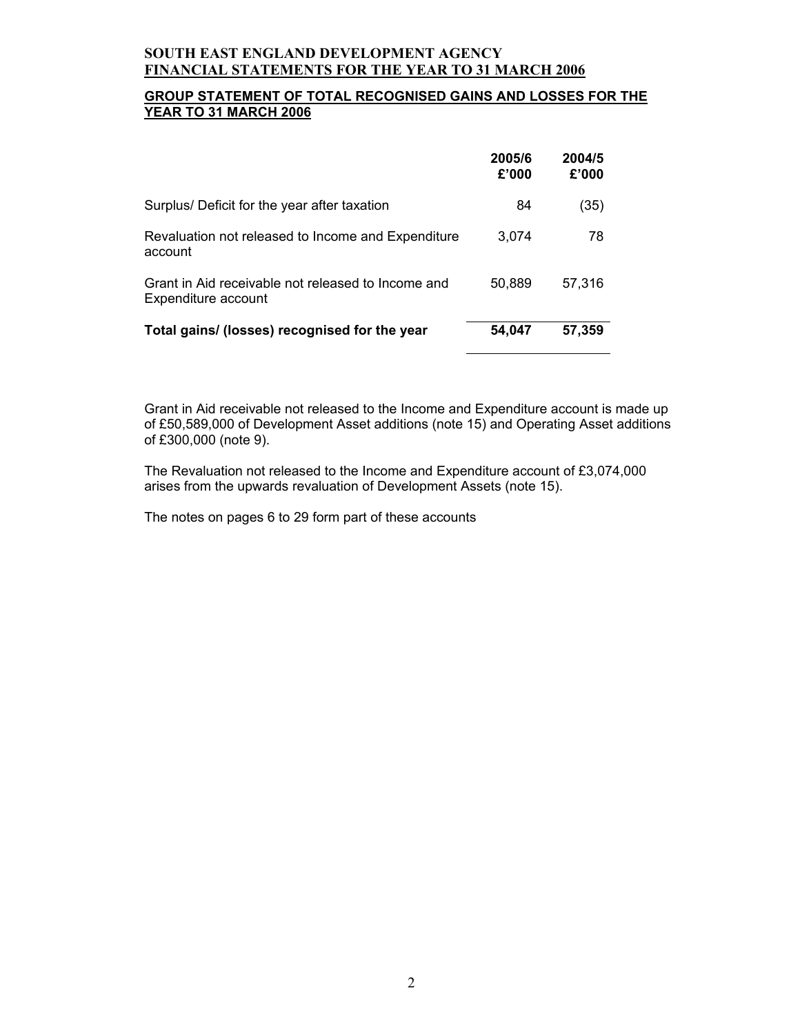**SOUTH EAST ENGLAND DEVELOPMENT AGENCY**
**FINANCIAL STATEMENTS FOR THE YEAR TO 31 MARCH 2006**

## GROUP STATEMENT OF TOTAL RECOGNISED GAINS AND LOSSES FOR THE YEAR TO 31 MARCH 2006

| | 2005/6 £'000 | 2004/5 £'000 |
|---|---|---|
| Surplus/ Deficit for the year after taxation | 84 | (35) |
| Revaluation not released to Income and Expenditure account | 3,074 | 78 |
| Grant in Aid receivable not released to Income and Expenditure account | 50,889 | 57,316 |
| **Total gains/ (losses) recognised for the year** | **54,047** | **57,359** |

Grant in Aid receivable not released to the Income and Expenditure account is made up of £50,589,000 of Development Asset additions (note 15) and Operating Asset additions of £300,000 (note 9).

The Revaluation not released to the Income and Expenditure account of £3,074,000 arises from the upwards revaluation of Development Assets (note 15).

The notes on pages 6 to 29 form part of these accounts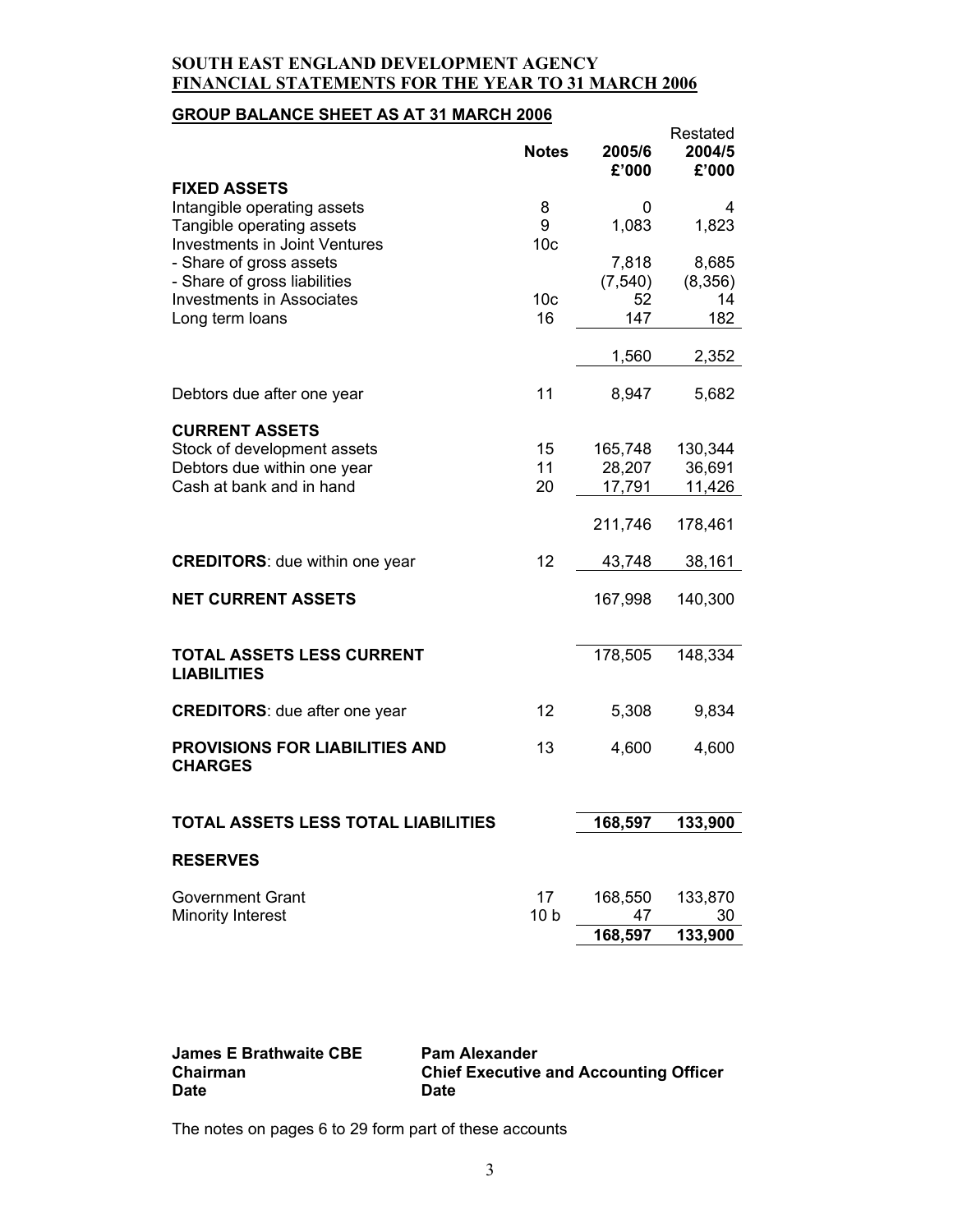**SOUTH EAST ENGLAND DEVELOPMENT AGENCY**
**FINANCIAL STATEMENTS FOR THE YEAR TO 31 MARCH 2006**

## GROUP BALANCE SHEET AS AT 31 MARCH 2006

| | Notes | 2005/6 £'000 | Restated 2004/5 £'000 |
|---|---|---|---|
| **FIXED ASSETS** | | | |
| Intangible operating assets | 8 | 0 | 4 |
| Tangible operating assets | 9 | 1,083 | 1,823 |
| Investments in Joint Ventures | 10c | | |
| - Share of gross assets | | 7,818 | 8,685 |
| - Share of gross liabilities | | (7,540) | (8,356) |
| Investments in Associates | 10c | 52 | 14 |
| Long term loans | 16 | 147 | 182 |
| | | 1,560 | 2,352 |
| Debtors due after one year | 11 | 8,947 | 5,682 |
| **CURRENT ASSETS** | | | |
| Stock of development assets | 15 | 165,748 | 130,344 |
| Debtors due within one year | 11 | 28,207 | 36,691 |
| Cash at bank and in hand | 20 | 17,791 | 11,426 |
| | | 211,746 | 178,461 |
| **CREDITORS**: due within one year | 12 | 43,748 | 38,161 |
| **NET CURRENT ASSETS** | | 167,998 | 140,300 |
| **TOTAL ASSETS LESS CURRENT LIABILITIES** | | 178,505 | 148,334 |
| **CREDITORS**: due after one year | 12 | 5,308 | 9,834 |
| **PROVISIONS FOR LIABILITIES AND CHARGES** | 13 | 4,600 | 4,600 |
| **TOTAL ASSETS LESS TOTAL LIABILITIES** | | **168,597** | **133,900** |
| **RESERVES** | | | |
| Government Grant | 17 | 168,550 | 133,870 |
| Minority Interest | 10 b | 47 | 30 |
| | | **168,597** | **133,900** |

**James E Brathwaite CBE**
**Chairman**
**Date**

**Pam Alexander**
**Chief Executive and Accounting Officer**
**Date**

The notes on pages 6 to 29 form part of these accounts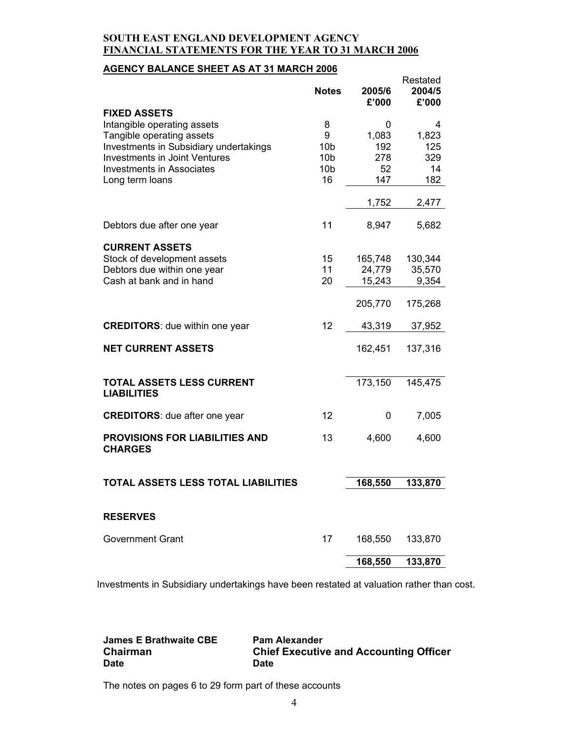**SOUTH EAST ENGLAND DEVELOPMENT AGENCY**
**FINANCIAL STATEMENTS FOR THE YEAR TO 31 MARCH 2006**

## AGENCY BALANCE SHEET AS AT 31 MARCH 2006

| | Notes | 2005/6 £'000 | Restated 2004/5 £'000 |
|---|---|---|---|
| **FIXED ASSETS** | | | |
| Intangible operating assets | 8 | 0 | 4 |
| Tangible operating assets | 9 | 1,083 | 1,823 |
| Investments in Subsidiary undertakings | 10b | 192 | 125 |
| Investments in Joint Ventures | 10b | 278 | 329 |
| Investments in Associates | 10b | 52 | 14 |
| Long term loans | 16 | 147 | 182 |
| | | 1,752 | 2,477 |
| Debtors due after one year | 11 | 8,947 | 5,682 |
| **CURRENT ASSETS** | | | |
| Stock of development assets | 15 | 165,748 | 130,344 |
| Debtors due within one year | 11 | 24,779 | 35,570 |
| Cash at bank and in hand | 20 | 15,243 | 9,354 |
| | | 205,770 | 175,268 |
| **CREDITORS**: due within one year | 12 | 43,319 | 37,952 |
| **NET CURRENT ASSETS** | | 162,451 | 137,316 |
| **TOTAL ASSETS LESS CURRENT LIABILITIES** | | 173,150 | 145,475 |
| **CREDITORS**: due after one year | 12 | 0 | 7,005 |
| **PROVISIONS FOR LIABILITIES AND CHARGES** | 13 | 4,600 | 4,600 |
| **TOTAL ASSETS LESS TOTAL LIABILITIES** | | **168,550** | **133,870** |
| **RESERVES** | | | |
| Government Grant | 17 | 168,550 | 133,870 |
| | | **168,550** | **133,870** |

Investments in Subsidiary undertakings have been restated at valuation rather than cost.

**James E Brathwaite CBE**
**Chairman**
**Date**

**Pam Alexander**
**Chief Executive and Accounting Officer**
**Date**

The notes on pages 6 to 29 form part of these accounts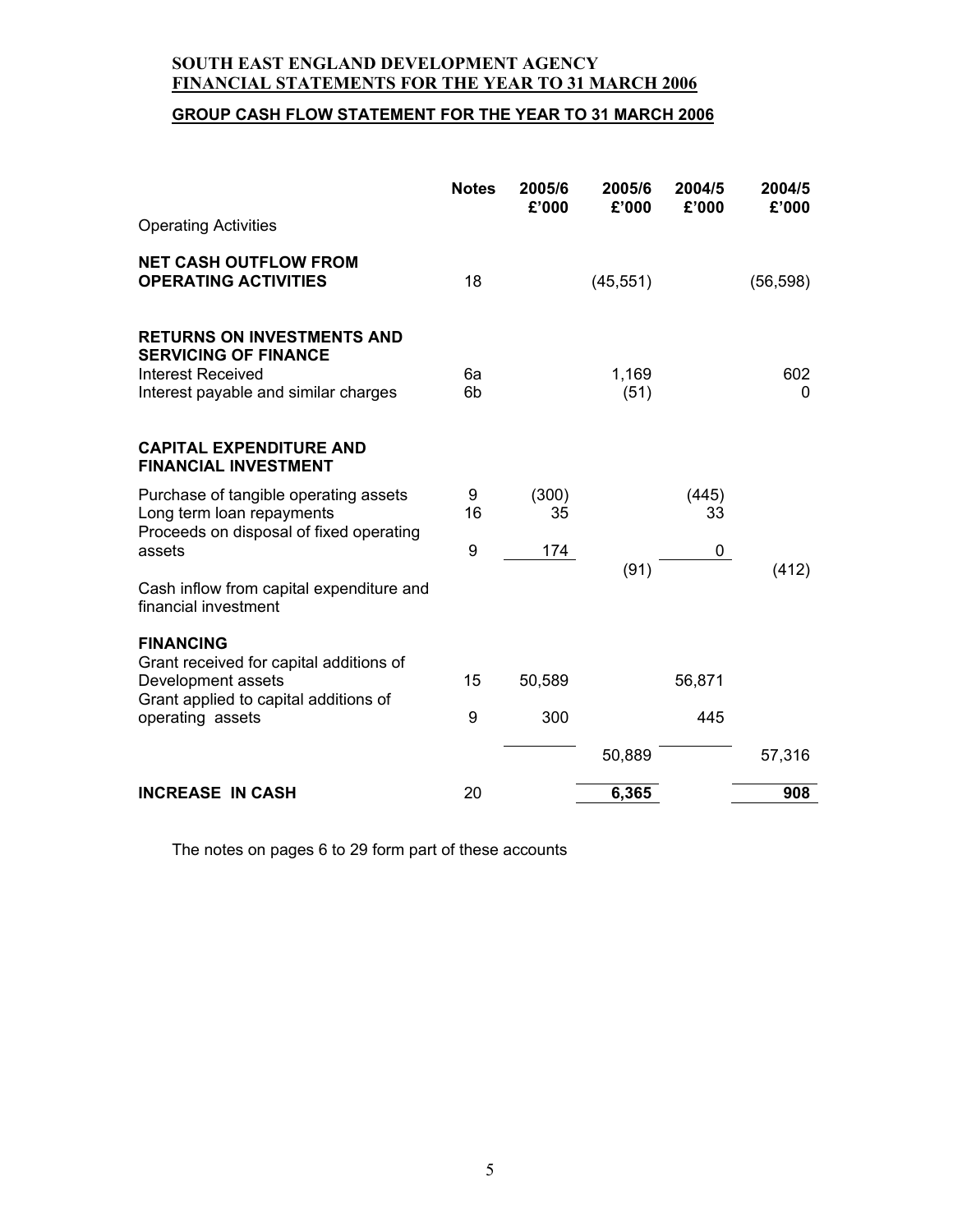**SOUTH EAST ENGLAND DEVELOPMENT AGENCY**
**FINANCIAL STATEMENTS FOR THE YEAR TO 31 MARCH 2006**

## GROUP CASH FLOW STATEMENT FOR THE YEAR TO 31 MARCH 2006

| | Notes | 2005/6 £'000 | 2005/6 £'000 | 2004/5 £'000 | 2004/5 £'000 |
|---|---|---|---|---|---|
| Operating Activities | | | | | |
| **NET CASH OUTFLOW FROM OPERATING ACTIVITIES** | 18 | | (45,551) | | (56,598) |
| **RETURNS ON INVESTMENTS AND SERVICING OF FINANCE** | | | | | |
| Interest Received | 6a | | 1,169 | | 602 |
| Interest payable and similar charges | 6b | | (51) | | 0 |
| **CAPITAL EXPENDITURE AND FINANCIAL INVESTMENT** | | | | | |
| Purchase of tangible operating assets | 9 | (300) | | (445) | |
| Long term loan repayments | 16 | 35 | | 33 | |
| Proceeds on disposal of fixed operating assets | 9 | 174 | | 0 | |
| Cash inflow from capital expenditure and financial investment | | | (91) | | (412) |
| **FINANCING** | | | | | |
| Grant received for capital additions of Development assets | 15 | 50,589 | | 56,871 | |
| Grant applied to capital additions of operating assets | 9 | 300 | | 445 | |
| | | | 50,889 | | 57,316 |
| **INCREASE IN CASH** | 20 | | **6,365** | | **908** |

The notes on pages 6 to 29 form part of these accounts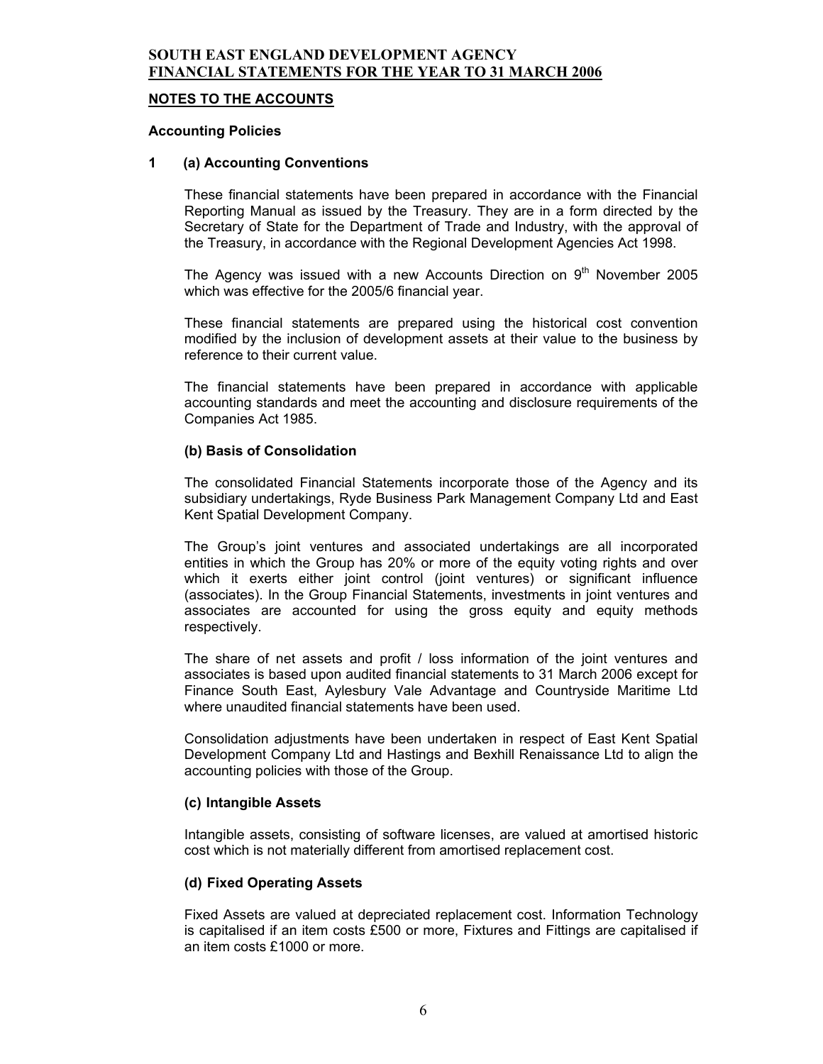**NOTES TO THE ACCOUNTS**

**Accounting Policies**

**1 (a) Accounting Conventions**

These financial statements have been prepared in accordance with the Financial Reporting Manual as issued by the Treasury. They are in a form directed by the Secretary of State for the Department of Trade and Industry, with the approval of the Treasury, in accordance with the Regional Development Agencies Act 1998.

The Agency was issued with a new Accounts Direction on 9th November 2005 which was effective for the 2005/6 financial year.

These financial statements are prepared using the historical cost convention modified by the inclusion of development assets at their value to the business by reference to their current value.

The financial statements have been prepared in accordance with applicable accounting standards and meet the accounting and disclosure requirements of the Companies Act 1985.

**(b) Basis of Consolidation**

The consolidated Financial Statements incorporate those of the Agency and its subsidiary undertakings, Ryde Business Park Management Company Ltd and East Kent Spatial Development Company.

The Group's joint ventures and associated undertakings are all incorporated entities in which the Group has 20% or more of the equity voting rights and over which it exerts either joint control (joint ventures) or significant influence (associates). In the Group Financial Statements, investments in joint ventures and associates are accounted for using the gross equity and equity methods respectively.

The share of net assets and profit / loss information of the joint ventures and associates is based upon audited financial statements to 31 March 2006 except for Finance South East, Aylesbury Vale Advantage and Countryside Maritime Ltd where unaudited financial statements have been used.

Consolidation adjustments have been undertaken in respect of East Kent Spatial Development Company Ltd and Hastings and Bexhill Renaissance Ltd to align the accounting policies with those of the Group.

**(c) Intangible Assets**

Intangible assets, consisting of software licenses, are valued at amortised historic cost which is not materially different from amortised replacement cost.

**(d) Fixed Operating Assets**

Fixed Assets are valued at depreciated replacement cost. Information Technology is capitalised if an item costs £500 or more, Fixtures and Fittings are capitalised if an item costs £1000 or more.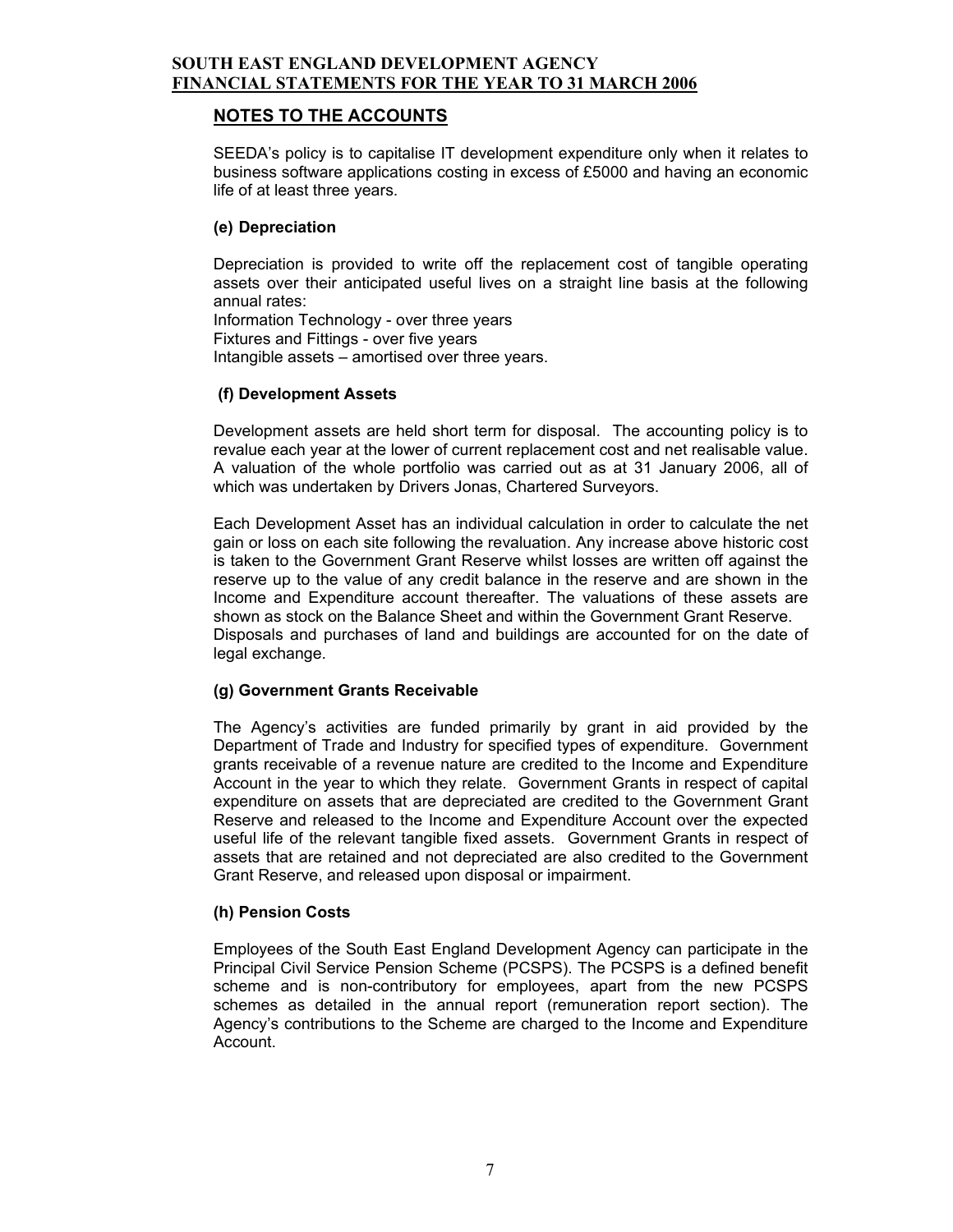## NOTES TO THE ACCOUNTS

SEEDA's policy is to capitalise IT development expenditure only when it relates to business software applications costing in excess of £5000 and having an economic life of at least three years.

### (e) Depreciation

Depreciation is provided to write off the replacement cost of tangible operating assets over their anticipated useful lives on a straight line basis at the following annual rates:
Information Technology - over three years
Fixtures and Fittings - over five years
Intangible assets – amortised over three years.

### (f) Development Assets

Development assets are held short term for disposal. The accounting policy is to revalue each year at the lower of current replacement cost and net realisable value. A valuation of the whole portfolio was carried out as at 31 January 2006, all of which was undertaken by Drivers Jonas, Chartered Surveyors.

Each Development Asset has an individual calculation in order to calculate the net gain or loss on each site following the revaluation. Any increase above historic cost is taken to the Government Grant Reserve whilst losses are written off against the reserve up to the value of any credit balance in the reserve and are shown in the Income and Expenditure account thereafter. The valuations of these assets are shown as stock on the Balance Sheet and within the Government Grant Reserve. Disposals and purchases of land and buildings are accounted for on the date of legal exchange.

### (g) Government Grants Receivable

The Agency's activities are funded primarily by grant in aid provided by the Department of Trade and Industry for specified types of expenditure. Government grants receivable of a revenue nature are credited to the Income and Expenditure Account in the year to which they relate. Government Grants in respect of capital expenditure on assets that are depreciated are credited to the Government Grant Reserve and released to the Income and Expenditure Account over the expected useful life of the relevant tangible fixed assets. Government Grants in respect of assets that are retained and not depreciated are also credited to the Government Grant Reserve, and released upon disposal or impairment.

### (h) Pension Costs

Employees of the South East England Development Agency can participate in the Principal Civil Service Pension Scheme (PCSPS). The PCSPS is a defined benefit scheme and is non-contributory for employees, apart from the new PCSPS schemes as detailed in the annual report (remuneration report section). The Agency's contributions to the Scheme are charged to the Income and Expenditure Account.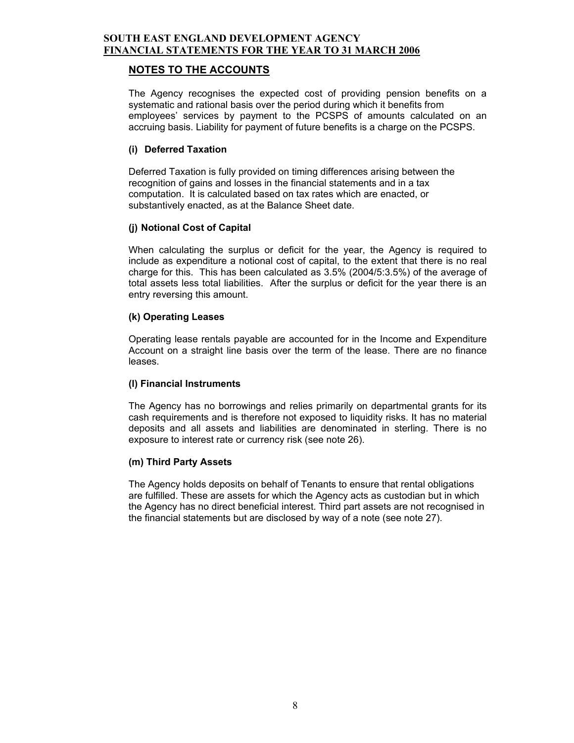## NOTES TO THE ACCOUNTS

The Agency recognises the expected cost of providing pension benefits on a systematic and rational basis over the period during which it benefits from employees' services by payment to the PCSPS of amounts calculated on an accruing basis. Liability for payment of future benefits is a charge on the PCSPS.

### (i) Deferred Taxation

Deferred Taxation is fully provided on timing differences arising between the recognition of gains and losses in the financial statements and in a tax computation. It is calculated based on tax rates which are enacted, or substantively enacted, as at the Balance Sheet date.

### (j) Notional Cost of Capital

When calculating the surplus or deficit for the year, the Agency is required to include as expenditure a notional cost of capital, to the extent that there is no real charge for this. This has been calculated as 3.5% (2004/5:3.5%) of the average of total assets less total liabilities. After the surplus or deficit for the year there is an entry reversing this amount.

### (k) Operating Leases

Operating lease rentals payable are accounted for in the Income and Expenditure Account on a straight line basis over the term of the lease. There are no finance leases.

### (l) Financial Instruments

The Agency has no borrowings and relies primarily on departmental grants for its cash requirements and is therefore not exposed to liquidity risks. It has no material deposits and all assets and liabilities are denominated in sterling. There is no exposure to interest rate or currency risk (see note 26).

### (m) Third Party Assets

The Agency holds deposits on behalf of Tenants to ensure that rental obligations are fulfilled. These are assets for which the Agency acts as custodian but in which the Agency has no direct beneficial interest. Third part assets are not recognised in the financial statements but are disclosed by way of a note (see note 27).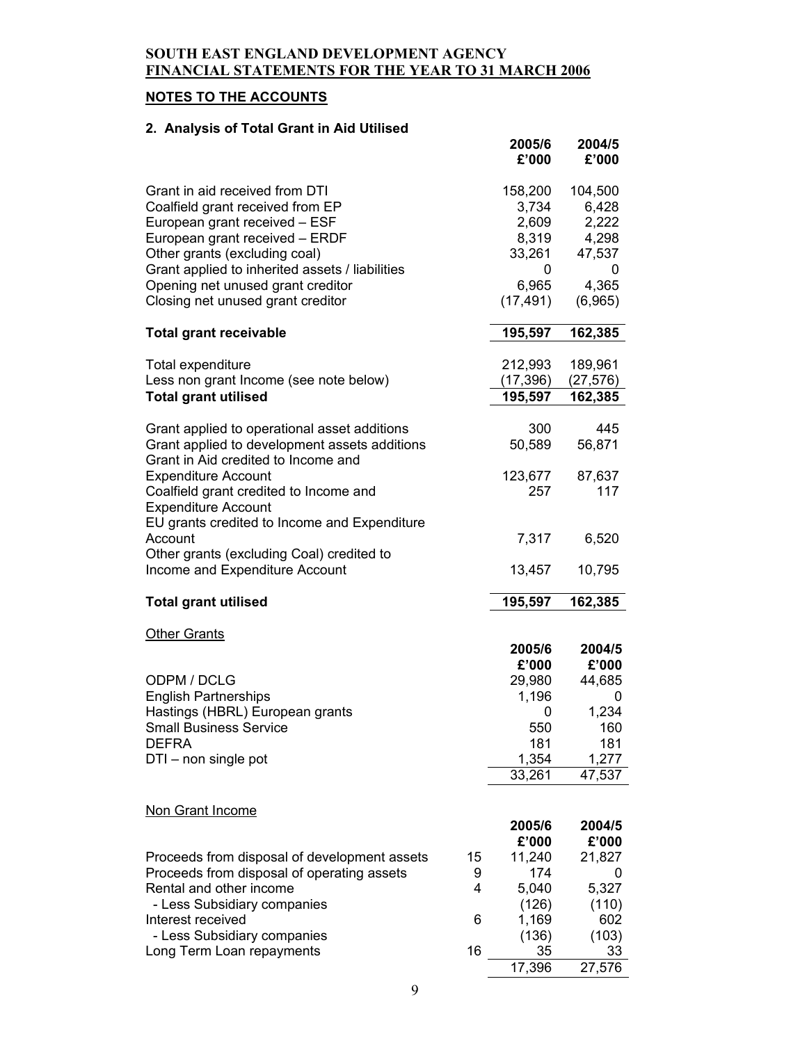**SOUTH EAST ENGLAND DEVELOPMENT AGENCY**
**FINANCIAL STATEMENTS FOR THE YEAR TO 31 MARCH 2006**

## NOTES TO THE ACCOUNTS

### 2. Analysis of Total Grant in Aid Utilised

| | 2005/6 £'000 | 2004/5 £'000 |
|---|---|---|
| Grant in aid received from DTI | 158,200 | 104,500 |
| Coalfield grant received from EP | 3,734 | 6,428 |
| European grant received – ESF | 2,609 | 2,222 |
| European grant received – ERDF | 8,319 | 4,298 |
| Other grants (excluding coal) | 33,261 | 47,537 |
| Grant applied to inherited assets / liabilities | 0 | 0 |
| Opening net unused grant creditor | 6,965 | 4,365 |
| Closing net unused grant creditor | (17,491) | (6,965) |
| **Total grant receivable** | **195,597** | **162,385** |
| | | |
| Total expenditure | 212,993 | 189,961 |
| Less non grant Income (see note below) | (17,396) | (27,576) |
| **Total grant utilised** | **195,597** | **162,385** |
| | | |
| Grant applied to operational asset additions | 300 | 445 |
| Grant applied to development assets additions | 50,589 | 56,871 |
| Grant in Aid credited to Income and Expenditure Account | 123,677 | 87,637 |
| Coalfield grant credited to Income and Expenditure Account | 257 | 117 |
| EU grants credited to Income and Expenditure Account | 7,317 | 6,520 |
| Other grants (excluding Coal) credited to Income and Expenditure Account | 13,457 | 10,795 |
| **Total grant utilised** | **195,597** | **162,385** |

Other Grants

| | 2005/6 £'000 | 2004/5 £'000 |
|---|---|---|
| ODPM / DCLG | 29,980 | 44,685 |
| English Partnerships | 1,196 | 0 |
| Hastings (HBRL) European grants | 0 | 1,234 |
| Small Business Service | 550 | 160 |
| DEFRA | 181 | 181 |
| DTI – non single pot | 1,354 | 1,277 |
| | 33,261 | 47,537 |

Non Grant Income

| | | 2005/6 £'000 | 2004/5 £'000 |
|---|---|---|---|
| Proceeds from disposal of development assets | 15 | 11,240 | 21,827 |
| Proceeds from disposal of operating assets | 9 | 174 | 0 |
| Rental and other income | 4 | 5,040 | 5,327 |
| - Less Subsidiary companies | | (126) | (110) |
| Interest received | 6 | 1,169 | 602 |
| - Less Subsidiary companies | | (136) | (103) |
| Long Term Loan repayments | 16 | 35 | 33 |
| | | 17,396 | 27,576 |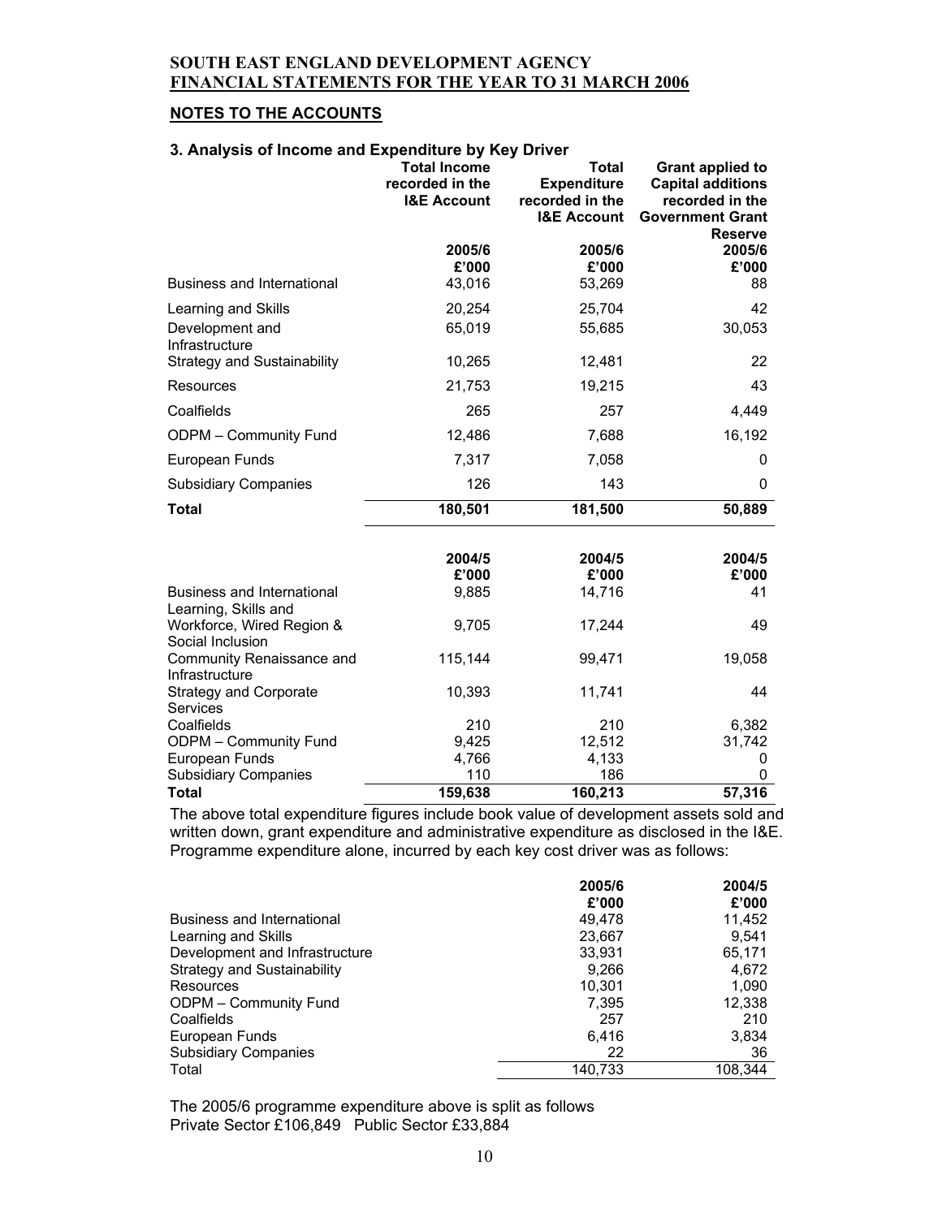**SOUTH EAST ENGLAND DEVELOPMENT AGENCY**
**FINANCIAL STATEMENTS FOR THE YEAR TO 31 MARCH 2006**

## NOTES TO THE ACCOUNTS

### 3. Analysis of Income and Expenditure by Key Driver

| | Total Income recorded in the I&E Account | Total Expenditure recorded in the I&E Account | Grant applied to Capital additions recorded in the Government Grant Reserve |
|---|---|---|---|
| | 2005/6 | 2005/6 | 2005/6 |
| | £'000 | £'000 | £'000 |
| Business and International | 43,016 | 53,269 | 88 |
| Learning and Skills | 20,254 | 25,704 | 42 |
| Development and Infrastructure | 65,019 | 55,685 | 30,053 |
| Strategy and Sustainability | 10,265 | 12,481 | 22 |
| Resources | 21,753 | 19,215 | 43 |
| Coalfields | 265 | 257 | 4,449 |
| ODPM – Community Fund | 12,486 | 7,688 | 16,192 |
| European Funds | 7,317 | 7,058 | 0 |
| Subsidiary Companies | 126 | 143 | 0 |
| **Total** | **180,501** | **181,500** | **50,889** |

| | 2004/5 | 2004/5 | 2004/5 |
|---|---|---|---|
| | £'000 | £'000 | £'000 |
| Business and International | 9,885 | 14,716 | 41 |
| Learning, Skills and Workforce, Wired Region & Social Inclusion | 9,705 | 17,244 | 49 |
| Community Renaissance and Infrastructure | 115,144 | 99,471 | 19,058 |
| Strategy and Corporate Services | 10,393 | 11,741 | 44 |
| Coalfields | 210 | 210 | 6,382 |
| ODPM – Community Fund | 9,425 | 12,512 | 31,742 |
| European Funds | 4,766 | 4,133 | 0 |
| Subsidiary Companies | 110 | 186 | 0 |
| **Total** | **159,638** | **160,213** | **57,316** |

The above total expenditure figures include book value of development assets sold and written down, grant expenditure and administrative expenditure as disclosed in the I&E. Programme expenditure alone, incurred by each key cost driver was as follows:

| | 2005/6 | 2004/5 |
|---|---|---|
| | £'000 | £'000 |
| Business and International | 49,478 | 11,452 |
| Learning and Skills | 23,667 | 9,541 |
| Development and Infrastructure | 33,931 | 65,171 |
| Strategy and Sustainability | 9,266 | 4,672 |
| Resources | 10,301 | 1,090 |
| ODPM – Community Fund | 7,395 | 12,338 |
| Coalfields | 257 | 210 |
| European Funds | 6,416 | 3,834 |
| Subsidiary Companies | 22 | 36 |
| Total | 140,733 | 108,344 |

The 2005/6 programme expenditure above is split as follows
Private Sector £106,849 Public Sector £33,884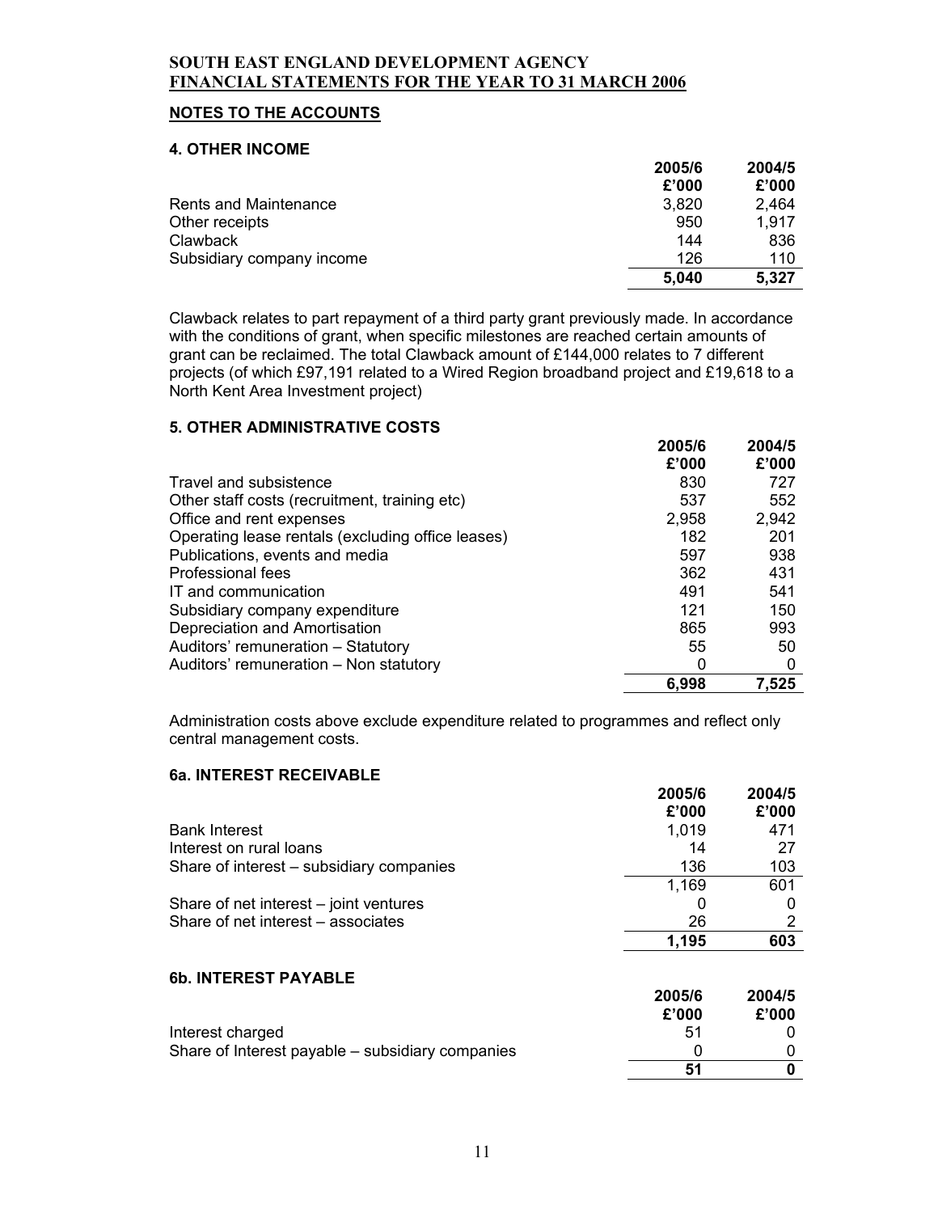# SOUTH EAST ENGLAND DEVELOPMENT AGENCY
## FINANCIAL STATEMENTS FOR THE YEAR TO 31 MARCH 2006

## NOTES TO THE ACCOUNTS

### 4. OTHER INCOME

| | 2005/6 £'000 | 2004/5 £'000 |
|---|---|---|
| Rents and Maintenance | 3,820 | 2,464 |
| Other receipts | 950 | 1,917 |
| Clawback | 144 | 836 |
| Subsidiary company income | 126 | 110 |
| | **5,040** | **5,327** |

Clawback relates to part repayment of a third party grant previously made. In accordance with the conditions of grant, when specific milestones are reached certain amounts of grant can be reclaimed. The total Clawback amount of £144,000 relates to 7 different projects (of which £97,191 related to a Wired Region broadband project and £19,618 to a North Kent Area Investment project)

### 5. OTHER ADMINISTRATIVE COSTS

| | 2005/6 £'000 | 2004/5 £'000 |
|---|---|---|
| Travel and subsistence | 830 | 727 |
| Other staff costs (recruitment, training etc) | 537 | 552 |
| Office and rent expenses | 2,958 | 2,942 |
| Operating lease rentals (excluding office leases) | 182 | 201 |
| Publications, events and media | 597 | 938 |
| Professional fees | 362 | 431 |
| IT and communication | 491 | 541 |
| Subsidiary company expenditure | 121 | 150 |
| Depreciation and Amortisation | 865 | 993 |
| Auditors' remuneration – Statutory | 55 | 50 |
| Auditors' remuneration – Non statutory | 0 | 0 |
| | **6,998** | **7,525** |

Administration costs above exclude expenditure related to programmes and reflect only central management costs.

### 6a. INTEREST RECEIVABLE

| | 2005/6 £'000 | 2004/5 £'000 |
|---|---|---|
| Bank Interest | 1,019 | 471 |
| Interest on rural loans | 14 | 27 |
| Share of interest – subsidiary companies | 136 | 103 |
| | 1,169 | 601 |
| Share of net interest – joint ventures | 0 | 0 |
| Share of net interest – associates | 26 | 2 |
| | **1,195** | **603** |

### 6b. INTEREST PAYABLE

| | 2005/6 £'000 | 2004/5 £'000 |
|---|---|---|
| Interest charged | 51 | 0 |
| Share of Interest payable – subsidiary companies | 0 | 0 |
| | **51** | **0** |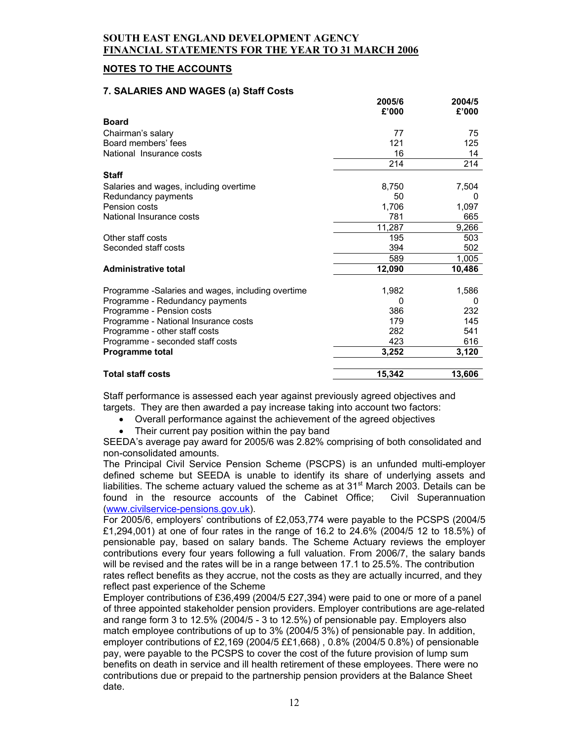# SOUTH EAST ENGLAND DEVELOPMENT AGENCY
## FINANCIAL STATEMENTS FOR THE YEAR TO 31 MARCH 2006

## NOTES TO THE ACCOUNTS

### 7. SALARIES AND WAGES (a) Staff Costs

| | 2005/6 £'000 | 2004/5 £'000 |
|---|---|---|
| **Board** | | |
| Chairman's salary | 77 | 75 |
| Board members' fees | 121 | 125 |
| National Insurance costs | 16 | 14 |
| | 214 | 214 |
| **Staff** | | |
| Salaries and wages, including overtime | 8,750 | 7,504 |
| Redundancy payments | 50 | 0 |
| Pension costs | 1,706 | 1,097 |
| National Insurance costs | 781 | 665 |
| | 11,287 | 9,266 |
| Other staff costs | 195 | 503 |
| Seconded staff costs | 394 | 502 |
| | 589 | 1,005 |
| **Administrative total** | **12,090** | **10,486** |
| | | |
| Programme -Salaries and wages, including overtime | 1,982 | 1,586 |
| Programme - Redundancy payments | 0 | 0 |
| Programme - Pension costs | 386 | 232 |
| Programme - National Insurance costs | 179 | 145 |
| Programme - other staff costs | 282 | 541 |
| Programme - seconded staff costs | 423 | 616 |
| **Programme total** | **3,252** | **3,120** |
| | | |
| **Total staff costs** | **15,342** | **13,606** |

Staff performance is assessed each year against previously agreed objectives and targets. They are then awarded a pay increase taking into account two factors:

- Overall performance against the achievement of the agreed objectives
- Their current pay position within the pay band

SEEDA's average pay award for 2005/6 was 2.82% comprising of both consolidated and non-consolidated amounts.

The Principal Civil Service Pension Scheme (PSCPS) is an unfunded multi-employer defined scheme but SEEDA is unable to identify its share of underlying assets and liabilities. The scheme actuary valued the scheme as at 31st March 2003. Details can be found in the resource accounts of the Cabinet Office; Civil Superannuation (www.civilservice-pensions.gov.uk).

For 2005/6, employers' contributions of £2,053,774 were payable to the PCSPS (2004/5 £1,294,001) at one of four rates in the range of 16.2 to 24.6% (2004/5 12 to 18.5%) of pensionable pay, based on salary bands. The Scheme Actuary reviews the employer contributions every four years following a full valuation. From 2006/7, the salary bands will be revised and the rates will be in a range between 17.1 to 25.5%. The contribution rates reflect benefits as they accrue, not the costs as they are actually incurred, and they reflect past experience of the Scheme

Employer contributions of £36,499 (2004/5 £27,394) were paid to one or more of a panel of three appointed stakeholder pension providers. Employer contributions are age-related and range form 3 to 12.5% (2004/5 - 3 to 12.5%) of pensionable pay. Employers also match employee contributions of up to 3% (2004/5 3%) of pensionable pay. In addition, employer contributions of £2,169 (2004/5 ££1,668) , 0.8% (2004/5 0.8%) of pensionable pay, were payable to the PCSPS to cover the cost of the future provision of lump sum benefits on death in service and ill health retirement of these employees. There were no contributions due or prepaid to the partnership pension providers at the Balance Sheet date.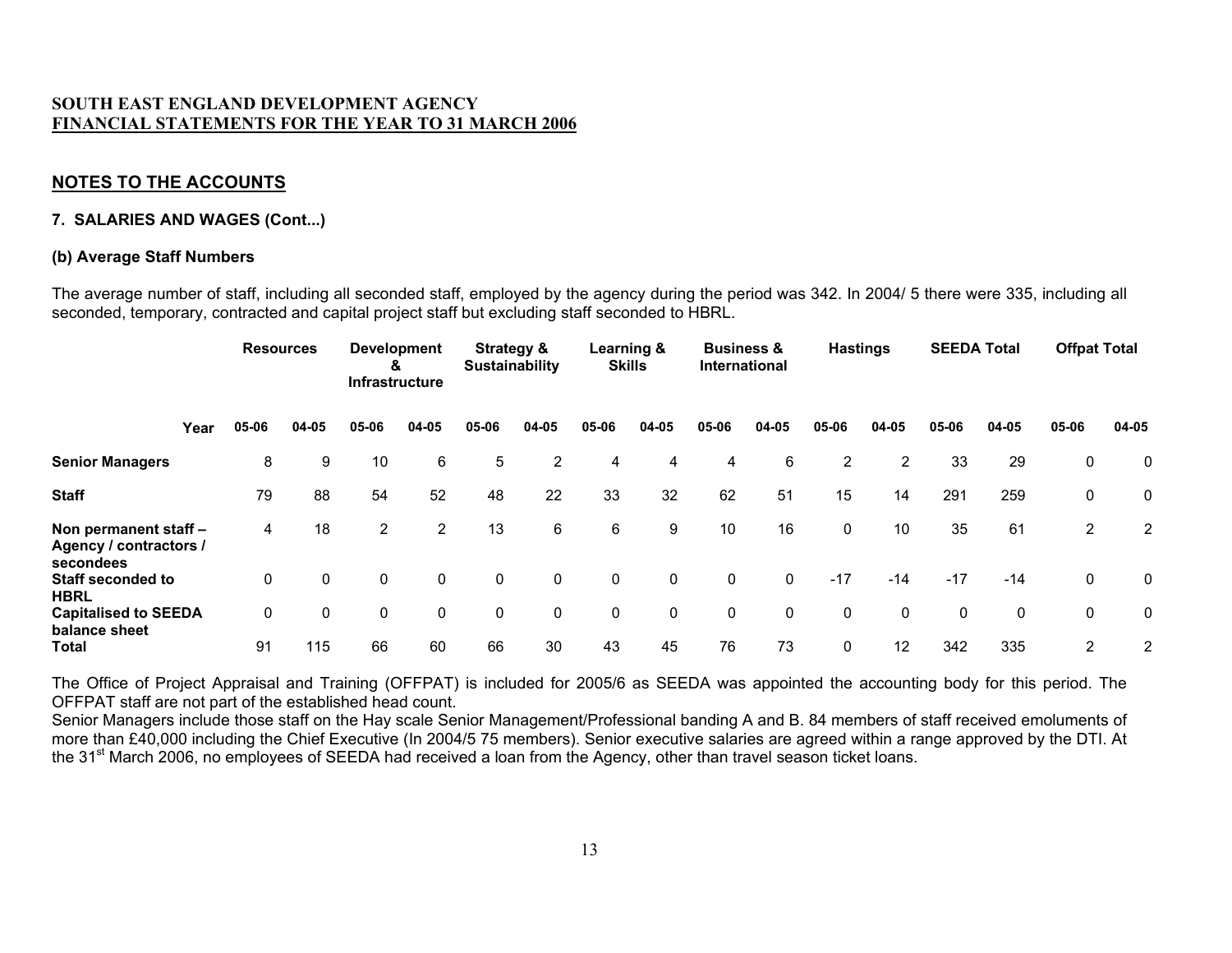**SOUTH EAST ENGLAND DEVELOPMENT AGENCY**
**FINANCIAL STATEMENTS FOR THE YEAR TO 31 MARCH 2006**

## NOTES TO THE ACCOUNTS

### 7. SALARIES AND WAGES (Cont...)

#### (b) Average Staff Numbers

The average number of staff, including all seconded staff, employed by the agency during the period was 342. In 2004/ 5 there were 335, including all seconded, temporary, contracted and capital project staff but excluding staff seconded to HBRL.

| | Resources | | Development & Infrastructure | | Strategy & Sustainability | | Learning & Skills | | Business & International | | Hastings | | SEEDA Total | | Offpat Total | |
|---|---|---|---|---|---|---|---|---|---|---|---|---|---|---|---|---|
| **Year** | **05-06** | **04-05** | **05-06** | **04-05** | **05-06** | **04-05** | **05-06** | **04-05** | **05-06** | **04-05** | **05-06** | **04-05** | **05-06** | **04-05** | **05-06** | **04-05** |
| **Senior Managers** | 8 | 9 | 10 | 6 | 5 | 2 | 4 | 4 | 4 | 6 | 2 | 2 | 33 | 29 | 0 | 0 |
| **Staff** | 79 | 88 | 54 | 52 | 48 | 22 | 33 | 32 | 62 | 51 | 15 | 14 | 291 | 259 | 0 | 0 |
| **Non permanent staff – Agency / contractors / secondees** | 4 | 18 | 2 | 2 | 13 | 6 | 6 | 9 | 10 | 16 | 0 | 10 | 35 | 61 | 2 | 2 |
| **Staff seconded to HBRL** | 0 | 0 | 0 | 0 | 0 | 0 | 0 | 0 | 0 | 0 | -17 | -14 | -17 | -14 | 0 | 0 |
| **Capitalised to SEEDA balance sheet** | 0 | 0 | 0 | 0 | 0 | 0 | 0 | 0 | 0 | 0 | 0 | 0 | 0 | 0 | 0 | 0 |
| **Total** | 91 | 115 | 66 | 60 | 66 | 30 | 43 | 45 | 76 | 73 | 0 | 12 | 342 | 335 | 2 | 2 |

The Office of Project Appraisal and Training (OFFPAT) is included for 2005/6 as SEEDA was appointed the accounting body for this period. The OFFPAT staff are not part of the established head count.

Senior Managers include those staff on the Hay scale Senior Management/Professional banding A and B. 84 members of staff received emoluments of more than £40,000 including the Chief Executive (In 2004/5 75 members). Senior executive salaries are agreed within a range approved by the DTI. At the 31st March 2006, no employees of SEEDA had received a loan from the Agency, other than travel season ticket loans.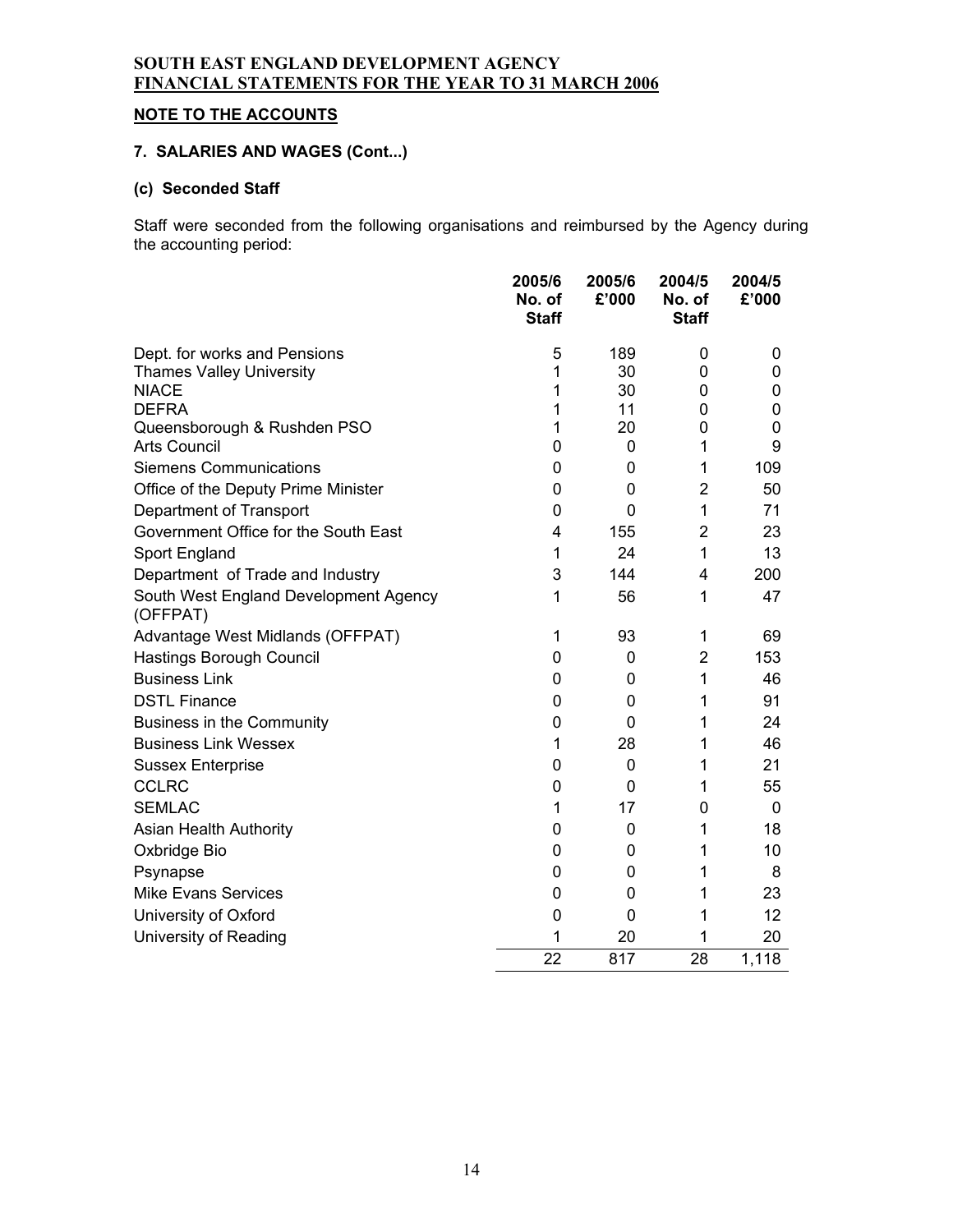# SOUTH EAST ENGLAND DEVELOPMENT AGENCY
## FINANCIAL STATEMENTS FOR THE YEAR TO 31 MARCH 2006

### NOTE TO THE ACCOUNTS

#### 7. SALARIES AND WAGES (Cont...)

#### (c) Seconded Staff

Staff were seconded from the following organisations and reimbursed by the Agency during the accounting period:

| | 2005/6 No. of Staff | 2005/6 £'000 | 2004/5 No. of Staff | 2004/5 £'000 |
|---|---|---|---|---|
| Dept. for works and Pensions | 5 | 189 | 0 | 0 |
| Thames Valley University | 1 | 30 | 0 | 0 |
| NIACE | 1 | 30 | 0 | 0 |
| DEFRA | 1 | 11 | 0 | 0 |
| Queensborough & Rushden PSO | 1 | 20 | 0 | 0 |
| Arts Council | 0 | 0 | 1 | 9 |
| Siemens Communications | 0 | 0 | 1 | 109 |
| Office of the Deputy Prime Minister | 0 | 0 | 2 | 50 |
| Department of Transport | 0 | 0 | 1 | 71 |
| Government Office for the South East | 4 | 155 | 2 | 23 |
| Sport England | 1 | 24 | 1 | 13 |
| Department of Trade and Industry | 3 | 144 | 4 | 200 |
| South West England Development Agency (OFFPAT) | 1 | 56 | 1 | 47 |
| Advantage West Midlands (OFFPAT) | 1 | 93 | 1 | 69 |
| Hastings Borough Council | 0 | 0 | 2 | 153 |
| Business Link | 0 | 0 | 1 | 46 |
| DSTL Finance | 0 | 0 | 1 | 91 |
| Business in the Community | 0 | 0 | 1 | 24 |
| Business Link Wessex | 1 | 28 | 1 | 46 |
| Sussex Enterprise | 0 | 0 | 1 | 21 |
| CCLRC | 0 | 0 | 1 | 55 |
| SEMLAC | 1 | 17 | 0 | 0 |
| Asian Health Authority | 0 | 0 | 1 | 18 |
| Oxbridge Bio | 0 | 0 | 1 | 10 |
| Psynapse | 0 | 0 | 1 | 8 |
| Mike Evans Services | 0 | 0 | 1 | 23 |
| University of Oxford | 0 | 0 | 1 | 12 |
| University of Reading | 1 | 20 | 1 | 20 |
| | 22 | 817 | 28 | 1,118 |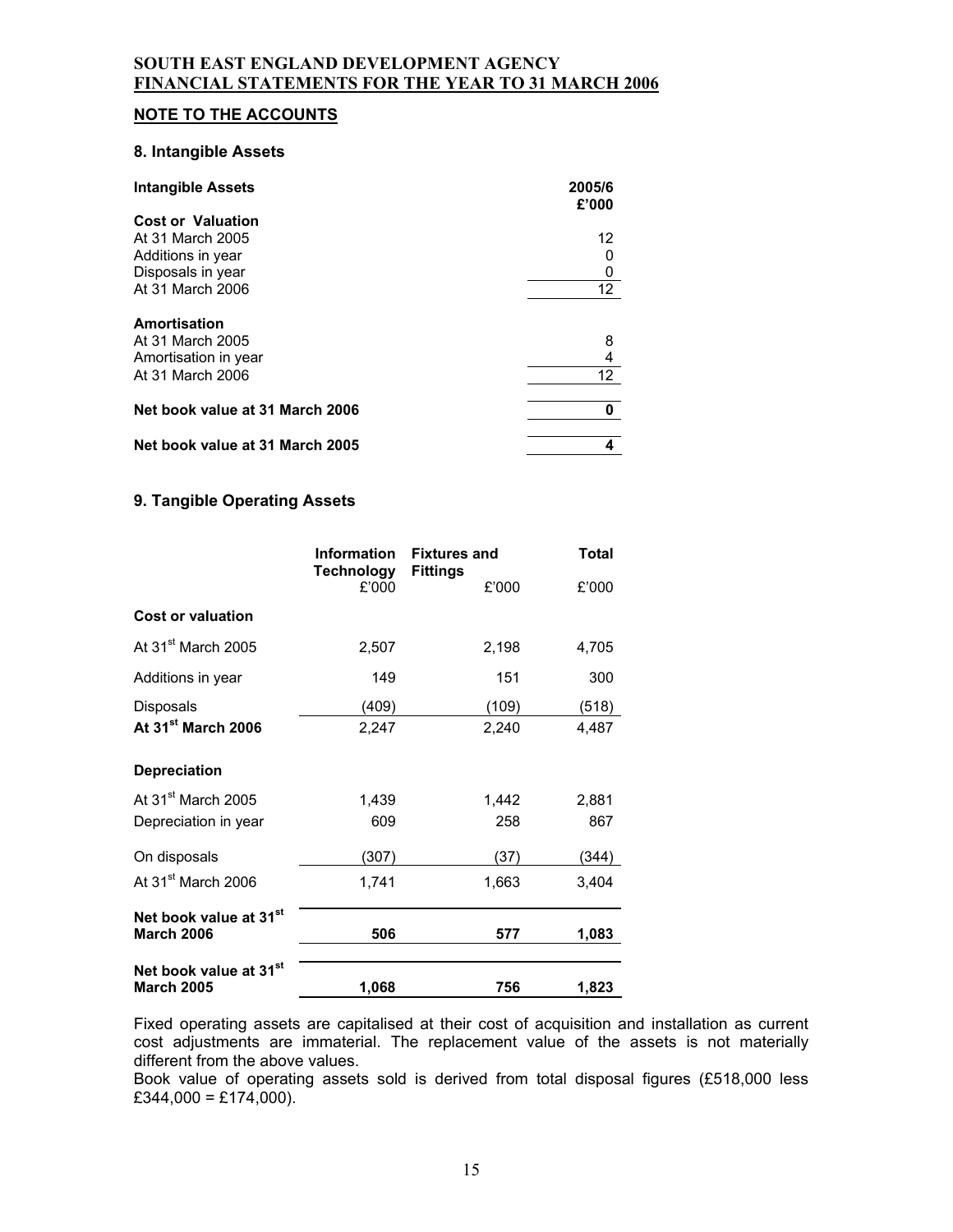**SOUTH EAST ENGLAND DEVELOPMENT AGENCY**
**FINANCIAL STATEMENTS FOR THE YEAR TO 31 MARCH 2006**

## NOTE TO THE ACCOUNTS

### 8. Intangible Assets

| Intangible Assets | 2005/6 £'000 |
|---|---|
| **Cost or Valuation** | |
| At 31 March 2005 | 12 |
| Additions in year | 0 |
| Disposals in year | 0 |
| At 31 March 2006 | 12 |
| **Amortisation** | |
| At 31 March 2005 | 8 |
| Amortisation in year | 4 |
| At 31 March 2006 | 12 |
| **Net book value at 31 March 2006** | **0** |
| **Net book value at 31 March 2005** | **4** |

### 9. Tangible Operating Assets

| | Information Technology £'000 | Fixtures and Fittings £'000 | Total £'000 |
|---|---|---|---|
| **Cost or valuation** | | | |
| At 31st March 2005 | 2,507 | 2,198 | 4,705 |
| Additions in year | 149 | 151 | 300 |
| Disposals | (409) | (109) | (518) |
| **At 31st March 2006** | 2,247 | 2,240 | 4,487 |
| **Depreciation** | | | |
| At 31st March 2005 | 1,439 | 1,442 | 2,881 |
| Depreciation in year | 609 | 258 | 867 |
| On disposals | (307) | (37) | (344) |
| At 31st March 2006 | 1,741 | 1,663 | 3,404 |
| **Net book value at 31st March 2006** | **506** | **577** | **1,083** |
| **Net book value at 31st March 2005** | **1,068** | **756** | **1,823** |

Fixed operating assets are capitalised at their cost of acquisition and installation as current cost adjustments are immaterial. The replacement value of the assets is not materially different from the above values.
Book value of operating assets sold is derived from total disposal figures (£518,000 less £344,000 = £174,000).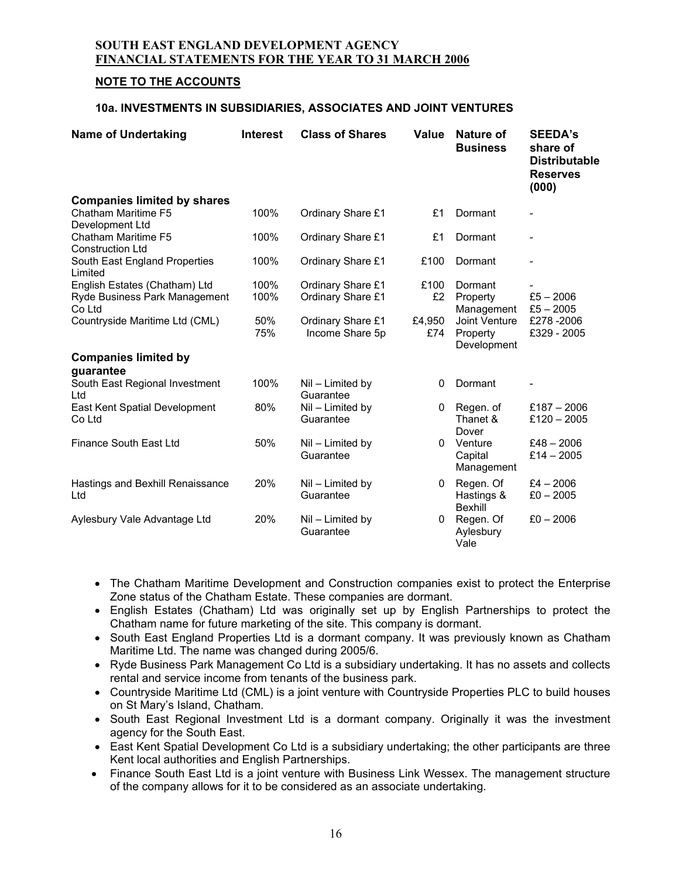# SOUTH EAST ENGLAND DEVELOPMENT AGENCY
## FINANCIAL STATEMENTS FOR THE YEAR TO 31 MARCH 2006

### NOTE TO THE ACCOUNTS

#### 10a. INVESTMENTS IN SUBSIDIARIES, ASSOCIATES AND JOINT VENTURES

| Name of Undertaking | Interest | Class of Shares | Value | Nature of Business | SEEDA's share of Distributable Reserves (000) |
|---|---|---|---|---|---|
| **Companies limited by shares** | | | | | |
| Chatham Maritime F5 Development Ltd | 100% | Ordinary Share £1 | £1 | Dormant | - |
| Chatham Maritime F5 Construction Ltd | 100% | Ordinary Share £1 | £1 | Dormant | - |
| South East England Properties Limited | 100% | Ordinary Share £1 | £100 | Dormant | - |
| English Estates (Chatham) Ltd | 100% | Ordinary Share £1 | £100 | Dormant | - |
| Ryde Business Park Management Co Ltd | 100% | Ordinary Share £1 | £2 | Property Management | £5 – 2006<br>£5 – 2005 |
| Countryside Maritime Ltd (CML) | 50%<br>75% | Ordinary Share £1<br>Income Share 5p | £4,950<br>£74 | Joint Venture Property Development | £278 -2006<br>£329 - 2005 |
| **Companies limited by guarantee** | | | | | |
| South East Regional Investment Ltd | 100% | Nil – Limited by Guarantee | 0 | Dormant | - |
| East Kent Spatial Development Co Ltd | 80% | Nil – Limited by Guarantee | 0 | Regen. of Thanet & Dover | £187 – 2006<br>£120 – 2005 |
| Finance South East Ltd | 50% | Nil – Limited by Guarantee | 0 | Venture Capital Management | £48 – 2006<br>£14 – 2005 |
| Hastings and Bexhill Renaissance Ltd | 20% | Nil – Limited by Guarantee | 0 | Regen. Of Hastings & Bexhill | £4 – 2006<br>£0 – 2005 |
| Aylesbury Vale Advantage Ltd | 20% | Nil – Limited by Guarantee | 0 | Regen. Of Aylesbury Vale | £0 – 2006 |

- The Chatham Maritime Development and Construction companies exist to protect the Enterprise Zone status of the Chatham Estate. These companies are dormant.
- English Estates (Chatham) Ltd was originally set up by English Partnerships to protect the Chatham name for future marketing of the site. This company is dormant.
- South East England Properties Ltd is a dormant company. It was previously known as Chatham Maritime Ltd. The name was changed during 2005/6.
- Ryde Business Park Management Co Ltd is a subsidiary undertaking. It has no assets and collects rental and service income from tenants of the business park.
- Countryside Maritime Ltd (CML) is a joint venture with Countryside Properties PLC to build houses on St Mary's Island, Chatham.
- South East Regional Investment Ltd is a dormant company. Originally it was the investment agency for the South East.
- East Kent Spatial Development Co Ltd is a subsidiary undertaking; the other participants are three Kent local authorities and English Partnerships.
- Finance South East Ltd is a joint venture with Business Link Wessex. The management structure of the company allows for it to be considered as an associate undertaking.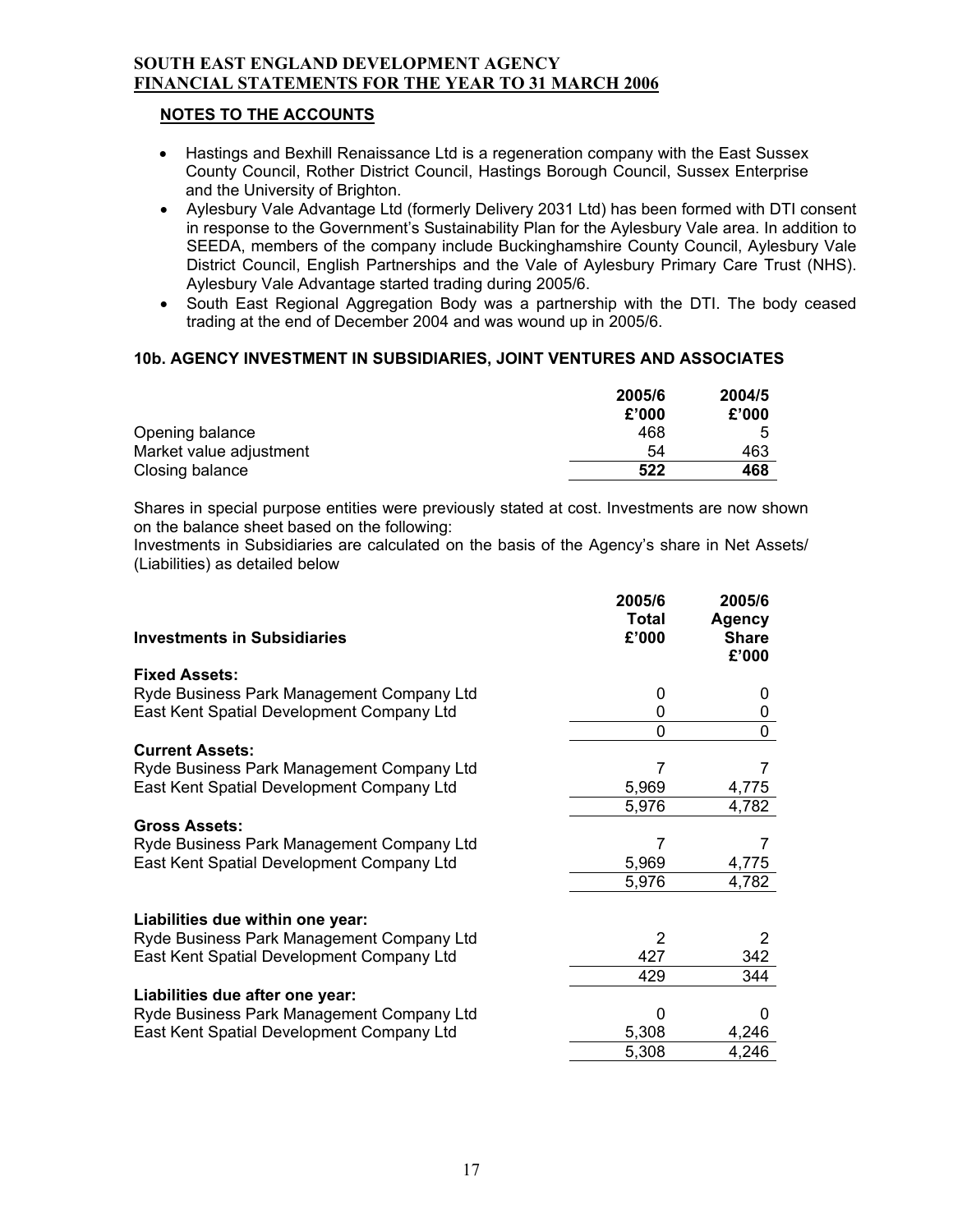**SOUTH EAST ENGLAND DEVELOPMENT AGENCY**
**FINANCIAL STATEMENTS FOR THE YEAR TO 31 MARCH 2006**

**NOTES TO THE ACCOUNTS**

- Hastings and Bexhill Renaissance Ltd is a regeneration company with the East Sussex County Council, Rother District Council, Hastings Borough Council, Sussex Enterprise and the University of Brighton.
- Aylesbury Vale Advantage Ltd (formerly Delivery 2031 Ltd) has been formed with DTI consent in response to the Government's Sustainability Plan for the Aylesbury Vale area. In addition to SEEDA, members of the company include Buckinghamshire County Council, Aylesbury Vale District Council, English Partnerships and the Vale of Aylesbury Primary Care Trust (NHS). Aylesbury Vale Advantage started trading during 2005/6.
- South East Regional Aggregation Body was a partnership with the DTI. The body ceased trading at the end of December 2004 and was wound up in 2005/6.

### 10b. AGENCY INVESTMENT IN SUBSIDIARIES, JOINT VENTURES AND ASSOCIATES

| | 2005/6 £'000 | 2004/5 £'000 |
|---|---|---|
| Opening balance | 468 | 5 |
| Market value adjustment | 54 | 463 |
| Closing balance | **522** | **468** |

Shares in special purpose entities were previously stated at cost. Investments are now shown on the balance sheet based on the following:

Investments in Subsidiaries are calculated on the basis of the Agency's share in Net Assets/ (Liabilities) as detailed below

| **Investments in Subsidiaries** | 2005/6 Total £'000 | 2005/6 Agency Share £'000 |
|---|---|---|
| **Fixed Assets:** | | |
| Ryde Business Park Management Company Ltd | 0 | 0 |
| East Kent Spatial Development Company Ltd | 0 | 0 |
| | 0 | 0 |
| **Current Assets:** | | |
| Ryde Business Park Management Company Ltd | 7 | 7 |
| East Kent Spatial Development Company Ltd | 5,969 | 4,775 |
| | 5,976 | 4,782 |
| **Gross Assets:** | | |
| Ryde Business Park Management Company Ltd | 7 | 7 |
| East Kent Spatial Development Company Ltd | 5,969 | 4,775 |
| | 5,976 | 4,782 |
| **Liabilities due within one year:** | | |
| Ryde Business Park Management Company Ltd | 2 | 2 |
| East Kent Spatial Development Company Ltd | 427 | 342 |
| | 429 | 344 |
| **Liabilities due after one year:** | | |
| Ryde Business Park Management Company Ltd | 0 | 0 |
| East Kent Spatial Development Company Ltd | 5,308 | 4,246 |
| | 5,308 | 4,246 |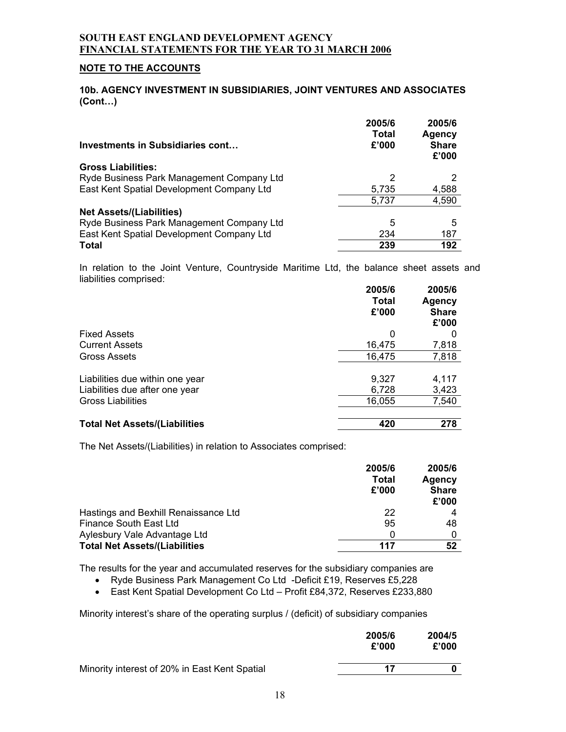**SOUTH EAST ENGLAND DEVELOPMENT AGENCY**
**FINANCIAL STATEMENTS FOR THE YEAR TO 31 MARCH 2006**

## NOTE TO THE ACCOUNTS

### 10b. AGENCY INVESTMENT IN SUBSIDIARIES, JOINT VENTURES AND ASSOCIATES (Cont…)

| Investments in Subsidiaries cont… | 2005/6 Total £'000 | 2005/6 Agency Share £'000 |
|---|---|---|
| **Gross Liabilities:** | | |
| Ryde Business Park Management Company Ltd | 2 | 2 |
| East Kent Spatial Development Company Ltd | 5,735 | 4,588 |
| | 5,737 | 4,590 |
| **Net Assets/(Liabilities)** | | |
| Ryde Business Park Management Company Ltd | 5 | 5 |
| East Kent Spatial Development Company Ltd | 234 | 187 |
| **Total** | **239** | **192** |

In relation to the Joint Venture, Countryside Maritime Ltd, the balance sheet assets and liabilities comprised:

| | 2005/6 Total £'000 | 2005/6 Agency Share £'000 |
|---|---|---|
| Fixed Assets | 0 | 0 |
| Current Assets | 16,475 | 7,818 |
| Gross Assets | 16,475 | 7,818 |
| | | |
| Liabilities due within one year | 9,327 | 4,117 |
| Liabilities due after one year | 6,728 | 3,423 |
| Gross Liabilities | 16,055 | 7,540 |
| | | |
| **Total Net Assets/(Liabilities** | **420** | **278** |

The Net Assets/(Liabilities) in relation to Associates comprised:

| | 2005/6 Total £'000 | 2005/6 Agency Share £'000 |
|---|---|---|
| Hastings and Bexhill Renaissance Ltd | 22 | 4 |
| Finance South East Ltd | 95 | 48 |
| Aylesbury Vale Advantage Ltd | 0 | 0 |
| **Total Net Assets/(Liabilities** | **117** | **52** |

The results for the year and accumulated reserves for the subsidiary companies are

- Ryde Business Park Management Co Ltd -Deficit £19, Reserves £5,228
- East Kent Spatial Development Co Ltd – Profit £84,372, Reserves £233,880

Minority interest's share of the operating surplus / (deficit) of subsidiary companies

| | 2005/6 £'000 | 2004/5 £'000 |
|---|---|---|
| Minority interest of 20% in East Kent Spatial | **17** | **0** |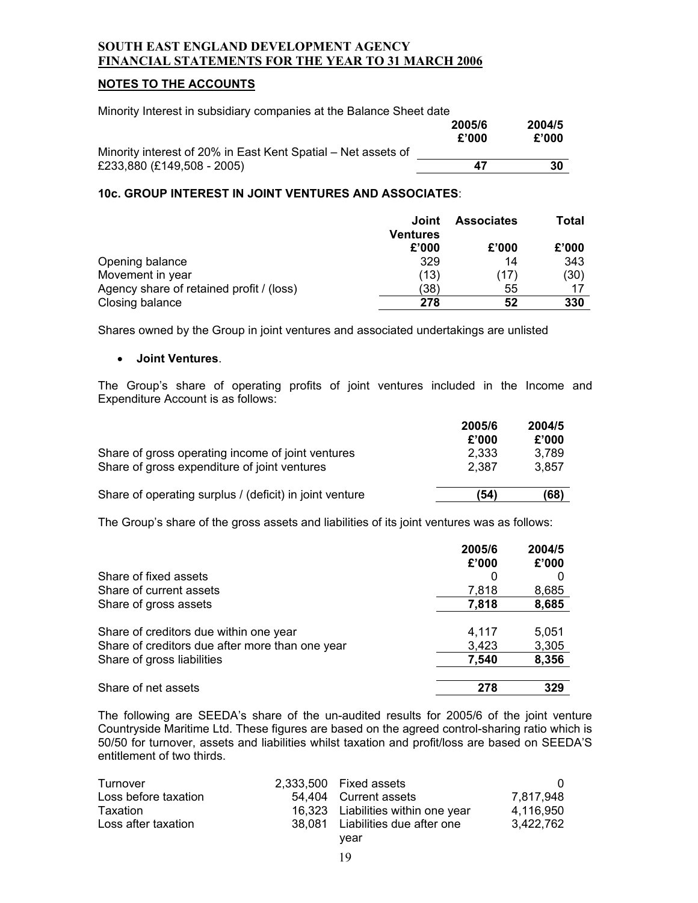**SOUTH EAST ENGLAND DEVELOPMENT AGENCY**
**FINANCIAL STATEMENTS FOR THE YEAR TO 31 MARCH 2006**

## NOTES TO THE ACCOUNTS

Minority Interest in subsidiary companies at the Balance Sheet date

| | 2005/6 £'000 | 2004/5 £'000 |
|---|---|---|
| Minority interest of 20% in East Kent Spatial – Net assets of £233,880 (£149,508 - 2005) | **47** | **30** |

### 10c. GROUP INTEREST IN JOINT VENTURES AND ASSOCIATES:

| | Joint Ventures £'000 | Associates £'000 | Total £'000 |
|---|---|---|---|
| Opening balance | 329 | 14 | 343 |
| Movement in year | (13) | (17) | (30) |
| Agency share of retained profit / (loss) | (38) | 55 | 17 |
| Closing balance | **278** | **52** | **330** |

Shares owned by the Group in joint ventures and associated undertakings are unlisted

- **Joint Ventures**.

The Group's share of operating profits of joint ventures included in the Income and Expenditure Account is as follows:

| | 2005/6 £'000 | 2004/5 £'000 |
|---|---|---|
| Share of gross operating income of joint ventures | 2,333 | 3,789 |
| Share of gross expenditure of joint ventures | 2,387 | 3,857 |
| Share of operating surplus / (deficit) in joint venture | **(54)** | **(68)** |

The Group's share of the gross assets and liabilities of its joint ventures was as follows:

| | 2005/6 £'000 | 2004/5 £'000 |
|---|---|---|
| Share of fixed assets | 0 | 0 |
| Share of current assets | 7,818 | 8,685 |
| Share of gross assets | **7,818** | **8,685** |
| Share of creditors due within one year | 4,117 | 5,051 |
| Share of creditors due after more than one year | 3,423 | 3,305 |
| Share of gross liabilities | **7,540** | **8,356** |
| Share of net assets | **278** | **329** |

The following are SEEDA's share of the un-audited results for 2005/6 of the joint venture Countryside Maritime Ltd. These figures are based on the agreed control-sharing ratio which is 50/50 for turnover, assets and liabilities whilst taxation and profit/loss are based on SEEDA'S entitlement of two thirds.

| | | | |
|---|---|---|---|
| Turnover | 2,333,500 | Fixed assets | 0 |
| Loss before taxation | 54,404 | Current assets | 7,817,948 |
| Taxation | 16,323 | Liabilities within one year | 4,116,950 |
| Loss after taxation | 38,081 | Liabilities due after one year | 3,422,762 |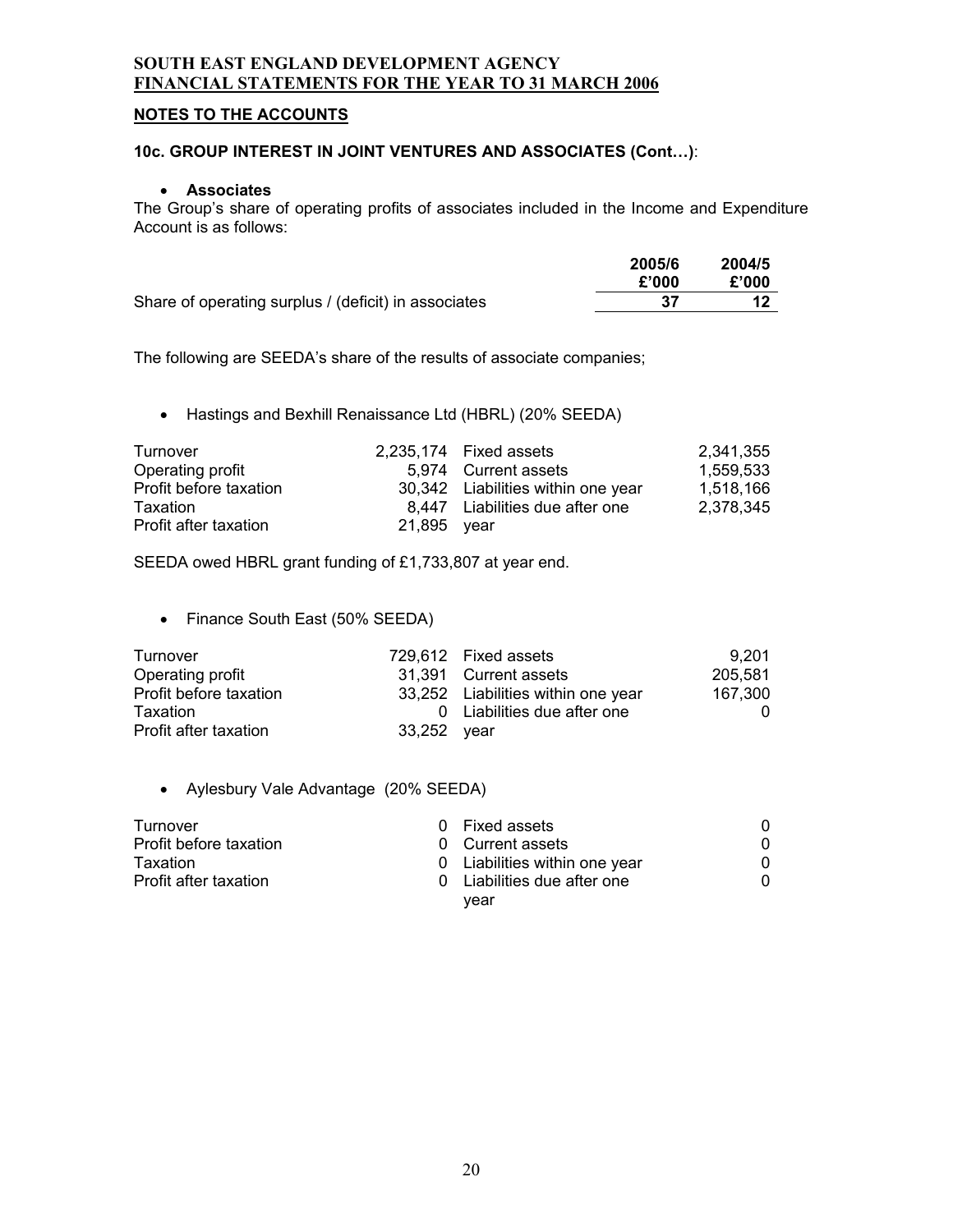**SOUTH EAST ENGLAND DEVELOPMENT AGENCY**
**FINANCIAL STATEMENTS FOR THE YEAR TO 31 MARCH 2006**

## NOTES TO THE ACCOUNTS

### 10c. GROUP INTEREST IN JOINT VENTURES AND ASSOCIATES (Cont…):

- **Associates**

The Group's share of operating profits of associates included in the Income and Expenditure Account is as follows:

| | 2005/6 £'000 | 2004/5 £'000 |
|---|---|---|
| Share of operating surplus / (deficit) in associates | **37** | **12** |

The following are SEEDA's share of the results of associate companies;

- Hastings and Bexhill Renaissance Ltd (HBRL) (20% SEEDA)

| | | | |
|---|---|---|---|
| Turnover | 2,235,174 | Fixed assets | 2,341,355 |
| Operating profit | 5,974 | Current assets | 1,559,533 |
| Profit before taxation | 30,342 | Liabilities within one year | 1,518,166 |
| Taxation | 8,447 | Liabilities due after one year | 2,378,345 |
| Profit after taxation | 21,895 | | |

SEEDA owed HBRL grant funding of £1,733,807 at year end.

- Finance South East (50% SEEDA)

| | | | |
|---|---|---|---|
| Turnover | 729,612 | Fixed assets | 9,201 |
| Operating profit | 31,391 | Current assets | 205,581 |
| Profit before taxation | 33,252 | Liabilities within one year | 167,300 |
| Taxation | 0 | Liabilities due after one year | 0 |
| Profit after taxation | 33,252 | | |

- Aylesbury Vale Advantage (20% SEEDA)

| | | | |
|---|---|---|---|
| Turnover | 0 | Fixed assets | 0 |
| Profit before taxation | 0 | Current assets | 0 |
| Taxation | 0 | Liabilities within one year | 0 |
| Profit after taxation | 0 | Liabilities due after one year | 0 |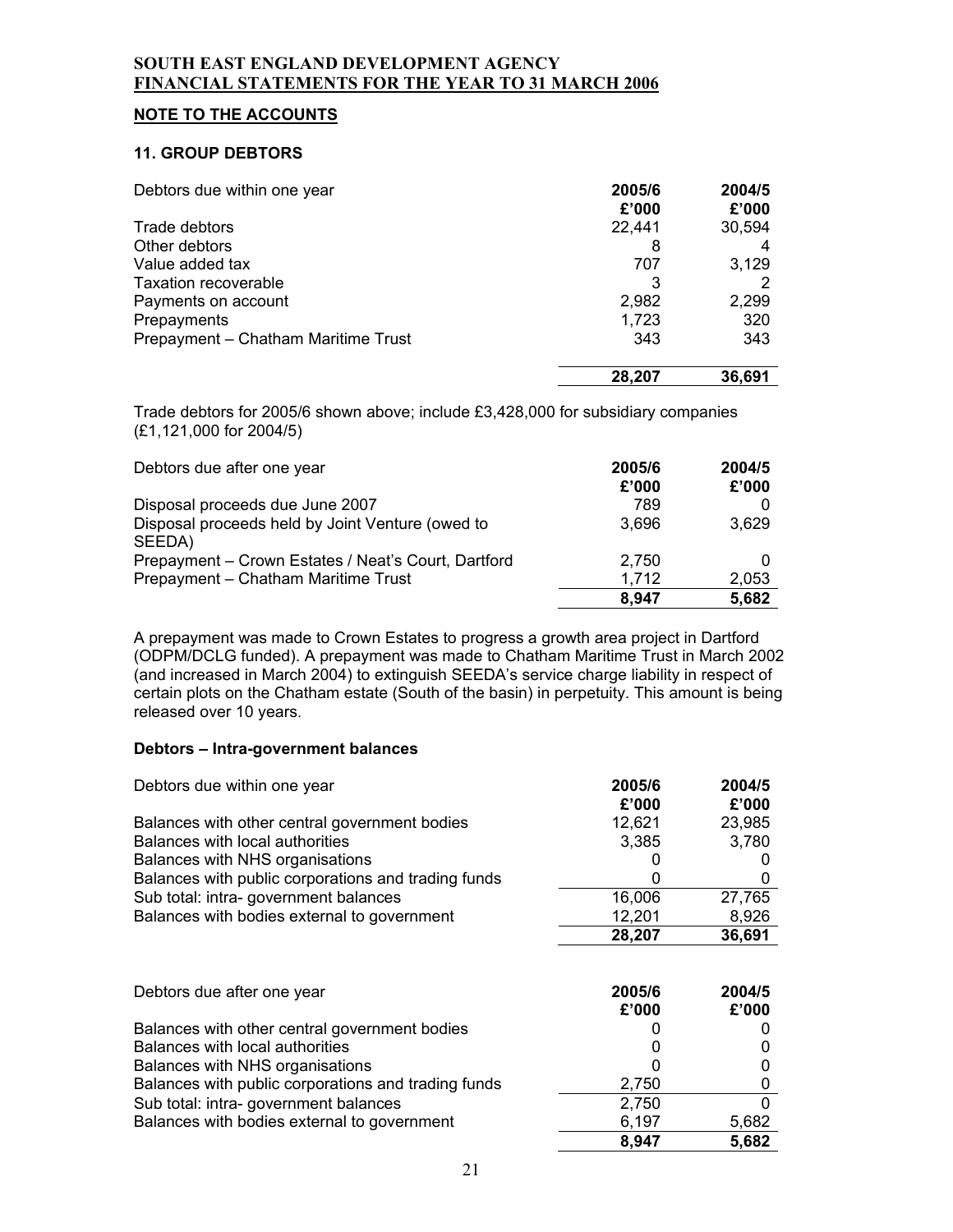**SOUTH EAST ENGLAND DEVELOPMENT AGENCY**
**FINANCIAL STATEMENTS FOR THE YEAR TO 31 MARCH 2006**

## NOTE TO THE ACCOUNTS

### 11. GROUP DEBTORS

| Debtors due within one year | 2005/6 £'000 | 2004/5 £'000 |
|---|---|---|
| Trade debtors | 22,441 | 30,594 |
| Other debtors | 8 | 4 |
| Value added tax | 707 | 3,129 |
| Taxation recoverable | 3 | 2 |
| Payments on account | 2,982 | 2,299 |
| Prepayments | 1,723 | 320 |
| Prepayment – Chatham Maritime Trust | 343 | 343 |
| | **28,207** | **36,691** |

Trade debtors for 2005/6 shown above; include £3,428,000 for subsidiary companies (£1,121,000 for 2004/5)

| Debtors due after one year | 2005/6 £'000 | 2004/5 £'000 |
|---|---|---|
| Disposal proceeds due June 2007 | 789 | 0 |
| Disposal proceeds held by Joint Venture (owed to SEEDA) | 3,696 | 3,629 |
| Prepayment – Crown Estates / Neat's Court, Dartford | 2,750 | 0 |
| Prepayment – Chatham Maritime Trust | 1,712 | 2,053 |
| | **8,947** | **5,682** |

A prepayment was made to Crown Estates to progress a growth area project in Dartford (ODPM/DCLG funded). A prepayment was made to Chatham Maritime Trust in March 2002 (and increased in March 2004) to extinguish SEEDA's service charge liability in respect of certain plots on the Chatham estate (South of the basin) in perpetuity. This amount is being released over 10 years.

**Debtors – Intra-government balances**

| Debtors due within one year | 2005/6 £'000 | 2004/5 £'000 |
|---|---|---|
| Balances with other central government bodies | 12,621 | 23,985 |
| Balances with local authorities | 3,385 | 3,780 |
| Balances with NHS organisations | 0 | 0 |
| Balances with public corporations and trading funds | 0 | 0 |
| Sub total: intra- government balances | 16,006 | 27,765 |
| Balances with bodies external to government | 12,201 | 8,926 |
| | **28,207** | **36,691** |

| Debtors due after one year | 2005/6 £'000 | 2004/5 £'000 |
|---|---|---|
| Balances with other central government bodies | 0 | 0 |
| Balances with local authorities | 0 | 0 |
| Balances with NHS organisations | 0 | 0 |
| Balances with public corporations and trading funds | 2,750 | 0 |
| Sub total: intra- government balances | 2,750 | 0 |
| Balances with bodies external to government | 6,197 | 5,682 |
| | **8,947** | **5,682** |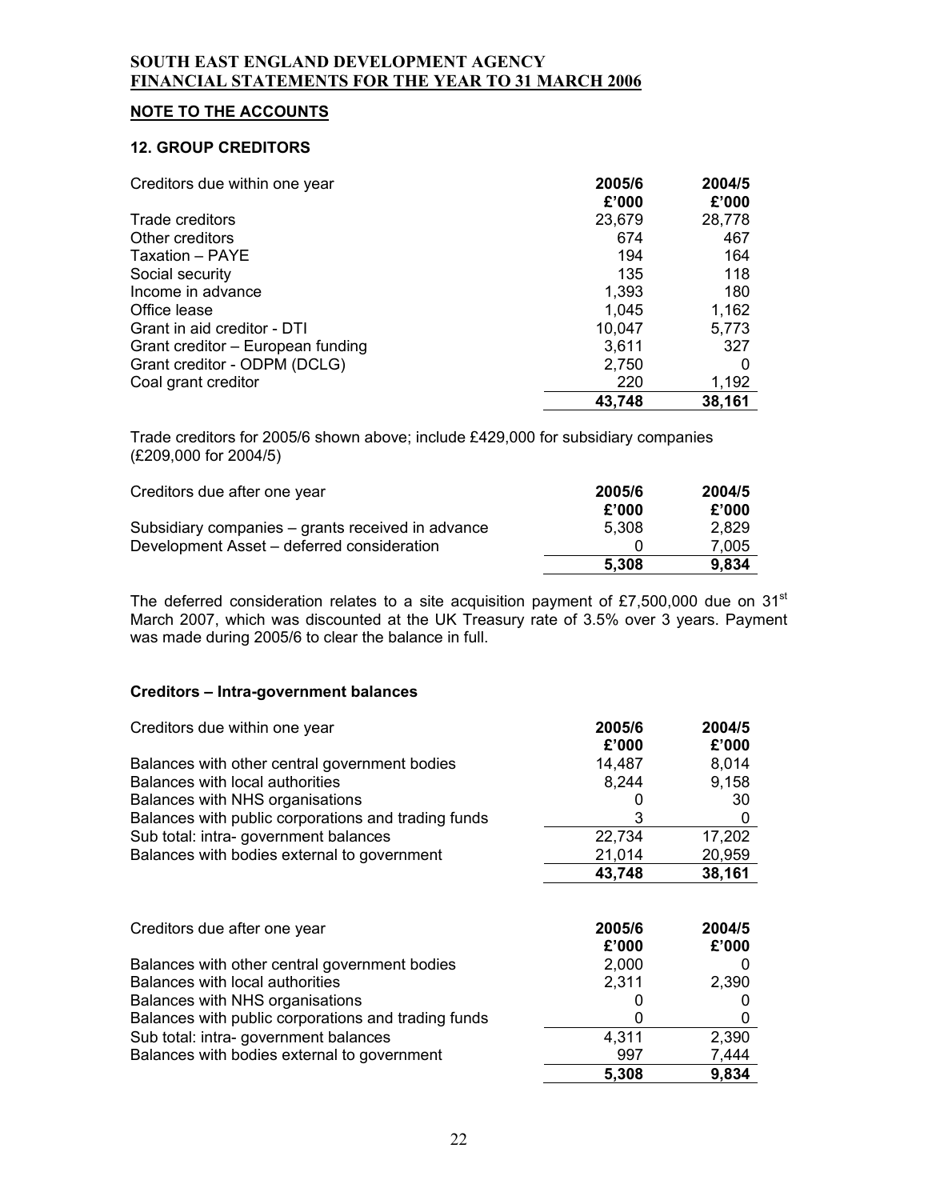**SOUTH EAST ENGLAND DEVELOPMENT AGENCY**
**FINANCIAL STATEMENTS FOR THE YEAR TO 31 MARCH 2006**

## NOTE TO THE ACCOUNTS

### 12. GROUP CREDITORS

| Creditors due within one year | 2005/6 £'000 | 2004/5 £'000 |
|---|---|---|
| Trade creditors | 23,679 | 28,778 |
| Other creditors | 674 | 467 |
| Taxation – PAYE | 194 | 164 |
| Social security | 135 | 118 |
| Income in advance | 1,393 | 180 |
| Office lease | 1,045 | 1,162 |
| Grant in aid creditor - DTI | 10,047 | 5,773 |
| Grant creditor – European funding | 3,611 | 327 |
| Grant creditor - ODPM (DCLG) | 2,750 | 0 |
| Coal grant creditor | 220 | 1,192 |
| | **43,748** | **38,161** |

Trade creditors for 2005/6 shown above; include £429,000 for subsidiary companies (£209,000 for 2004/5)

| Creditors due after one year | 2005/6 £'000 | 2004/5 £'000 |
|---|---|---|
| Subsidiary companies – grants received in advance | 5,308 | 2,829 |
| Development Asset – deferred consideration | 0 | 7,005 |
| | **5,308** | **9,834** |

The deferred consideration relates to a site acquisition payment of £7,500,000 due on 31st March 2007, which was discounted at the UK Treasury rate of 3.5% over 3 years. Payment was made during 2005/6 to clear the balance in full.

**Creditors – Intra-government balances**

| Creditors due within one year | 2005/6 £'000 | 2004/5 £'000 |
|---|---|---|
| Balances with other central government bodies | 14,487 | 8,014 |
| Balances with local authorities | 8,244 | 9,158 |
| Balances with NHS organisations | 0 | 30 |
| Balances with public corporations and trading funds | 3 | 0 |
| Sub total: intra- government balances | 22,734 | 17,202 |
| Balances with bodies external to government | 21,014 | 20,959 |
| | **43,748** | **38,161** |

| Creditors due after one year | 2005/6 £'000 | 2004/5 £'000 |
|---|---|---|
| Balances with other central government bodies | 2,000 | 0 |
| Balances with local authorities | 2,311 | 2,390 |
| Balances with NHS organisations | 0 | 0 |
| Balances with public corporations and trading funds | 0 | 0 |
| Sub total: intra- government balances | 4,311 | 2,390 |
| Balances with bodies external to government | 997 | 7,444 |
| | **5,308** | **9,834** |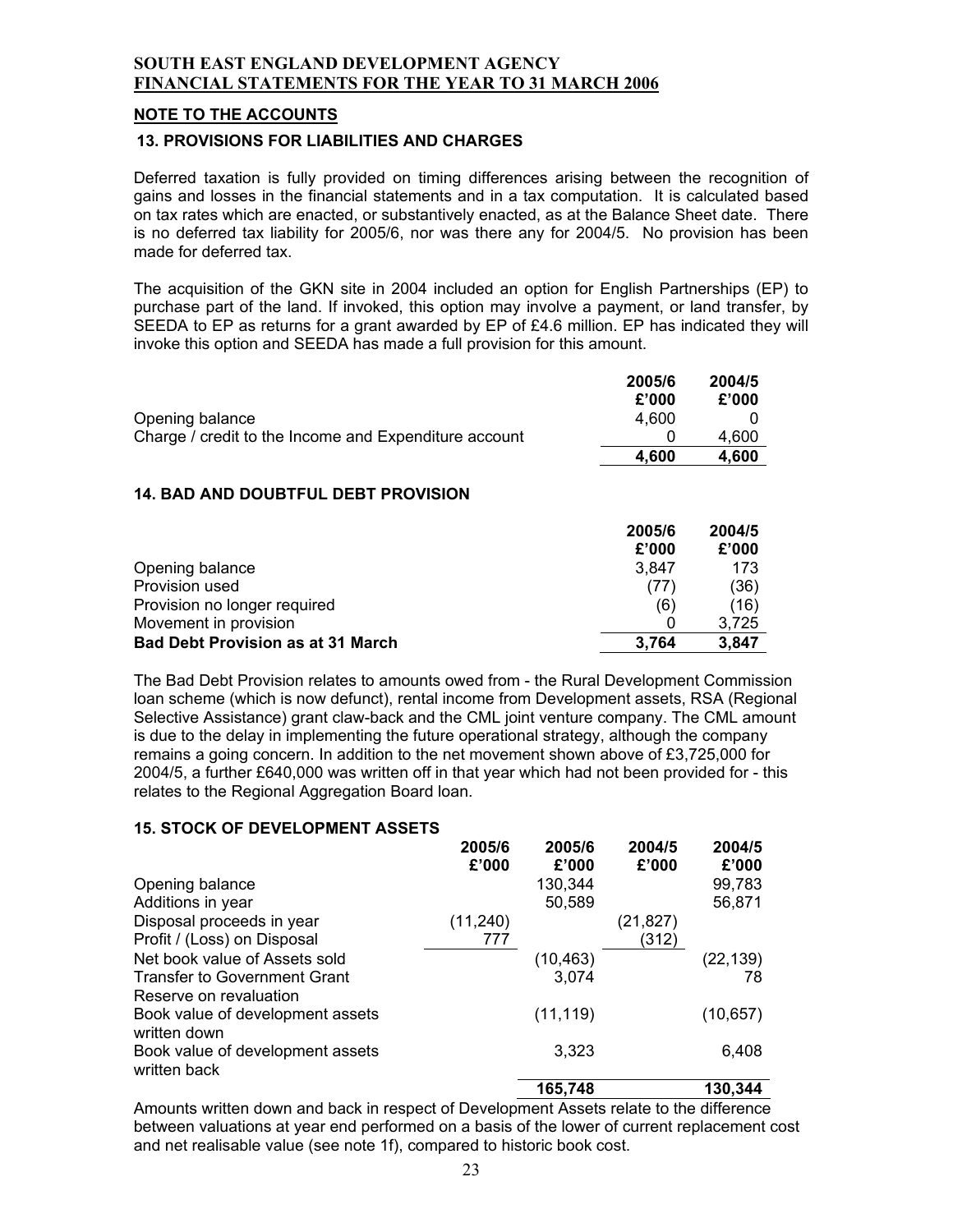# SOUTH EAST ENGLAND DEVELOPMENT AGENCY
## FINANCIAL STATEMENTS FOR THE YEAR TO 31 MARCH 2006

## NOTE TO THE ACCOUNTS

### 13. PROVISIONS FOR LIABILITIES AND CHARGES

Deferred taxation is fully provided on timing differences arising between the recognition of gains and losses in the financial statements and in a tax computation. It is calculated based on tax rates which are enacted, or substantively enacted, as at the Balance Sheet date. There is no deferred tax liability for 2005/6, nor was there any for 2004/5. No provision has been made for deferred tax.

The acquisition of the GKN site in 2004 included an option for English Partnerships (EP) to purchase part of the land. If invoked, this option may involve a payment, or land transfer, by SEEDA to EP as returns for a grant awarded by EP of £4.6 million. EP has indicated they will invoke this option and SEEDA has made a full provision for this amount.

| | 2005/6 £'000 | 2004/5 £'000 |
|---|---|---|
| Opening balance | 4,600 | 0 |
| Charge / credit to the Income and Expenditure account | 0 | 4,600 |
| | **4,600** | **4,600** |

### 14. BAD AND DOUBTFUL DEBT PROVISION

| | 2005/6 £'000 | 2004/5 £'000 |
|---|---|---|
| Opening balance | 3,847 | 173 |
| Provision used | (77) | (36) |
| Provision no longer required | (6) | (16) |
| Movement in provision | 0 | 3,725 |
| **Bad Debt Provision as at 31 March** | **3,764** | **3,847** |

The Bad Debt Provision relates to amounts owed from - the Rural Development Commission loan scheme (which is now defunct), rental income from Development assets, RSA (Regional Selective Assistance) grant claw-back and the CML joint venture company. The CML amount is due to the delay in implementing the future operational strategy, although the company remains a going concern. In addition to the net movement shown above of £3,725,000 for 2004/5, a further £640,000 was written off in that year which had not been provided for - this relates to the Regional Aggregation Board loan.

### 15. STOCK OF DEVELOPMENT ASSETS

| | 2005/6 £'000 | 2005/6 £'000 | 2004/5 £'000 | 2004/5 £'000 |
|---|---|---|---|---|
| Opening balance | | 130,344 | | 99,783 |
| Additions in year | | 50,589 | | 56,871 |
| Disposal proceeds in year | (11,240) | | (21,827) | |
| Profit / (Loss) on Disposal | 777 | | (312) | |
| Net book value of Assets sold | | (10,463) | | (22,139) |
| Transfer to Government Grant Reserve on revaluation | | 3,074 | | 78 |
| Book value of development assets written down | | (11,119) | | (10,657) |
| Book value of development assets written back | | 3,323 | | 6,408 |
| | | **165,748** | | **130,344** |

Amounts written down and back in respect of Development Assets relate to the difference between valuations at year end performed on a basis of the lower of current replacement cost and net realisable value (see note 1f), compared to historic book cost.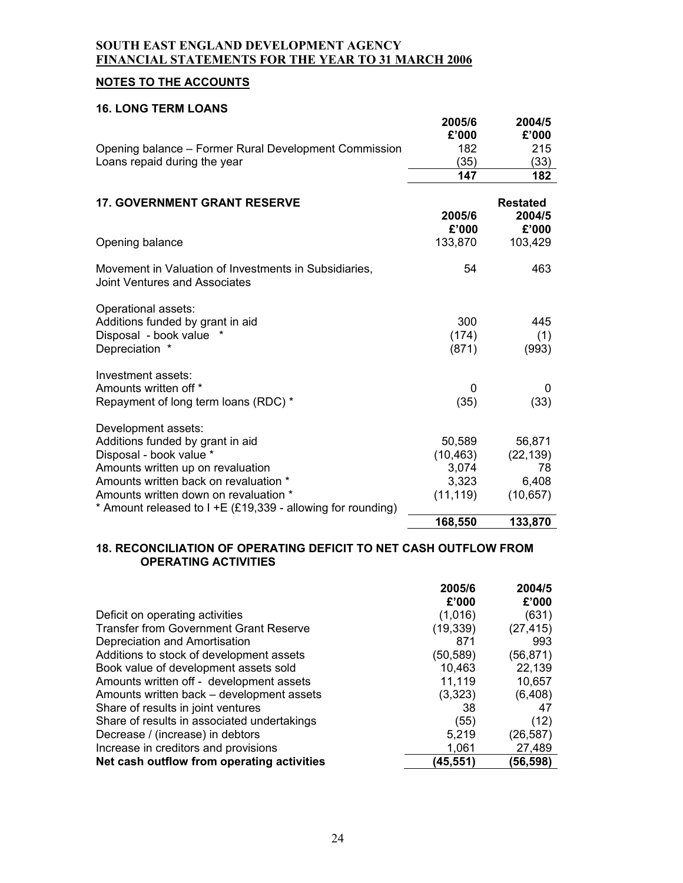**SOUTH EAST ENGLAND DEVELOPMENT AGENCY**
**FINANCIAL STATEMENTS FOR THE YEAR TO 31 MARCH 2006**

**NOTES TO THE ACCOUNTS**

### 16. LONG TERM LOANS

| | 2005/6 £'000 | 2004/5 £'000 |
|---|---|---|
| Opening balance – Former Rural Development Commission | 182 | 215 |
| Loans repaid during the year | (35) | (33) |
| | **147** | **182** |

### 17. GOVERNMENT GRANT RESERVE

| | 2005/6 £'000 | Restated 2004/5 £'000 |
|---|---|---|
| Opening balance | 133,870 | 103,429 |
| Movement in Valuation of Investments in Subsidiaries, Joint Ventures and Associates | 54 | 463 |
| Operational assets: | | |
| Additions funded by grant in aid | 300 | 445 |
| Disposal - book value * | (174) | (1) |
| Depreciation * | (871) | (993) |
| Investment assets: | | |
| Amounts written off * | 0 | 0 |
| Repayment of long term loans (RDC) * | (35) | (33) |
| Development assets: | | |
| Additions funded by grant in aid | 50,589 | 56,871 |
| Disposal - book value * | (10,463) | (22,139) |
| Amounts written up on revaluation | 3,074 | 78 |
| Amounts written back on revaluation * | 3,323 | 6,408 |
| Amounts written down on revaluation * | (11,119) | (10,657) |
| * Amount released to I +E (£19,339 - allowing for rounding) | | |
| | **168,550** | **133,870** |

### 18. RECONCILIATION OF OPERATING DEFICIT TO NET CASH OUTFLOW FROM OPERATING ACTIVITIES

| | 2005/6 £'000 | 2004/5 £'000 |
|---|---|---|
| Deficit on operating activities | (1,016) | (631) |
| Transfer from Government Grant Reserve | (19,339) | (27,415) |
| Depreciation and Amortisation | 871 | 993 |
| Additions to stock of development assets | (50,589) | (56,871) |
| Book value of development assets sold | 10,463 | 22,139 |
| Amounts written off - development assets | 11,119 | 10,657 |
| Amounts written back – development assets | (3,323) | (6,408) |
| Share of results in joint ventures | 38 | 47 |
| Share of results in associated undertakings | (55) | (12) |
| Decrease / (increase) in debtors | 5,219 | (26,587) |
| Increase in creditors and provisions | 1,061 | 27,489 |
| **Net cash outflow from operating activities** | **(45,551)** | **(56,598)** |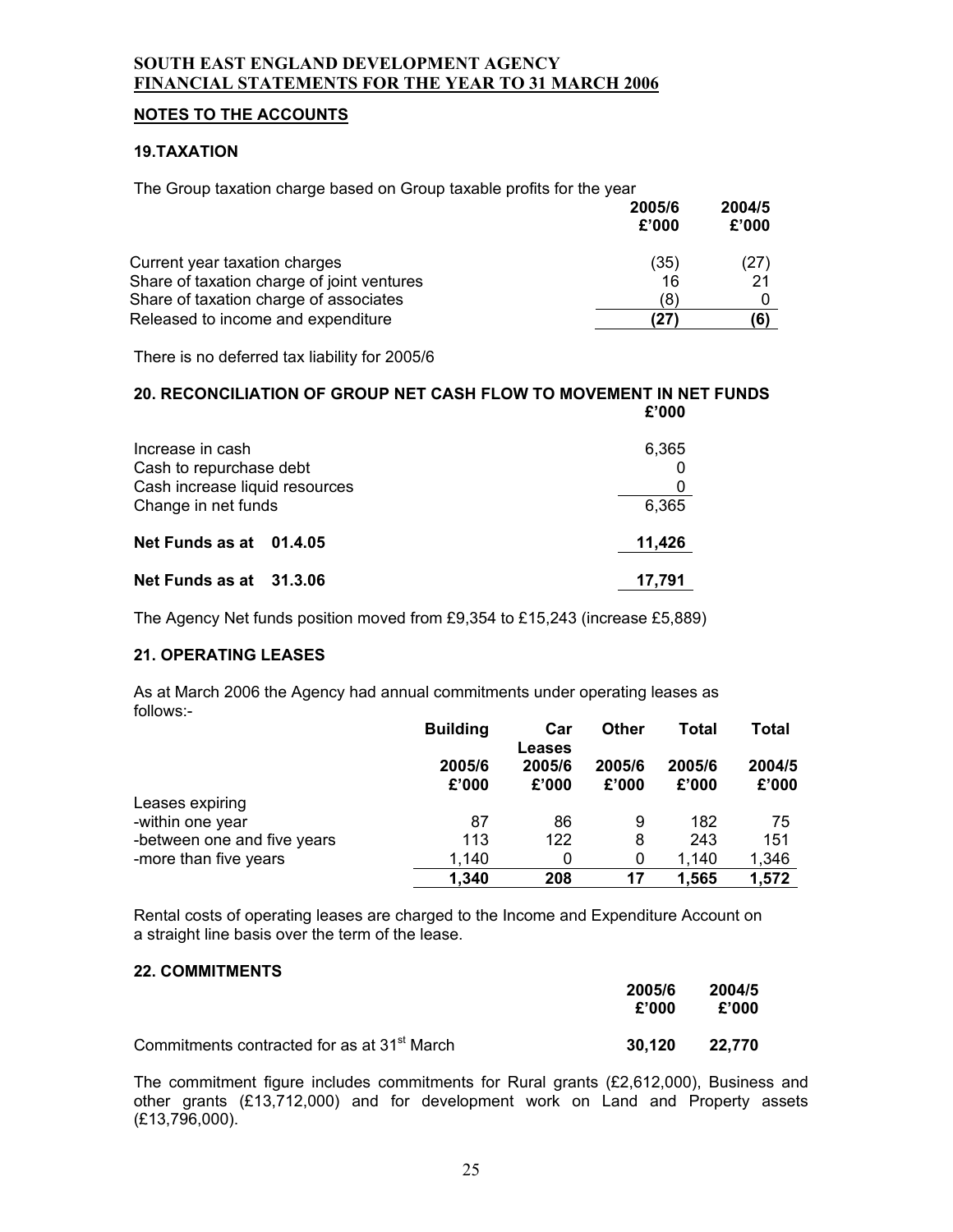**SOUTH EAST ENGLAND DEVELOPMENT AGENCY**
**FINANCIAL STATEMENTS FOR THE YEAR TO 31 MARCH 2006**

## NOTES TO THE ACCOUNTS

### 19.TAXATION

The Group taxation charge based on Group taxable profits for the year

| | 2005/6 £'000 | 2004/5 £'000 |
|---|---|---|
| Current year taxation charges | (35) | (27) |
| Share of taxation charge of joint ventures | 16 | 21 |
| Share of taxation charge of associates | (8) | 0 |
| Released to income and expenditure | **(27)** | **(6)** |

There is no deferred tax liability for 2005/6

### 20. RECONCILIATION OF GROUP NET CASH FLOW TO MOVEMENT IN NET FUNDS

| | £'000 |
|---|---|
| Increase in cash | 6,365 |
| Cash to repurchase debt | 0 |
| Cash increase liquid resources | 0 |
| Change in net funds | 6,365 |
| **Net Funds as at 01.4.05** | **11,426** |
| **Net Funds as at 31.3.06** | **17,791** |

The Agency Net funds position moved from £9,354 to £15,243 (increase £5,889)

### 21. OPERATING LEASES

As at March 2006 the Agency had annual commitments under operating leases as follows:-

| | Building 2005/6 £'000 | Car Leases 2005/6 £'000 | Other 2005/6 £'000 | Total 2005/6 £'000 | Total 2004/5 £'000 |
|---|---|---|---|---|---|
| Leases expiring | | | | | |
| -within one year | 87 | 86 | 9 | 182 | 75 |
| -between one and five years | 113 | 122 | 8 | 243 | 151 |
| -more than five years | 1,140 | 0 | 0 | 1,140 | 1,346 |
| | **1,340** | **208** | **17** | **1,565** | **1,572** |

Rental costs of operating leases are charged to the Income and Expenditure Account on a straight line basis over the term of the lease.

### 22. COMMITMENTS

| | 2005/6 £'000 | 2004/5 £'000 |
|---|---|---|
| Commitments contracted for as at 31st March | **30,120** | **22,770** |

The commitment figure includes commitments for Rural grants (£2,612,000), Business and other grants (£13,712,000) and for development work on Land and Property assets (£13,796,000).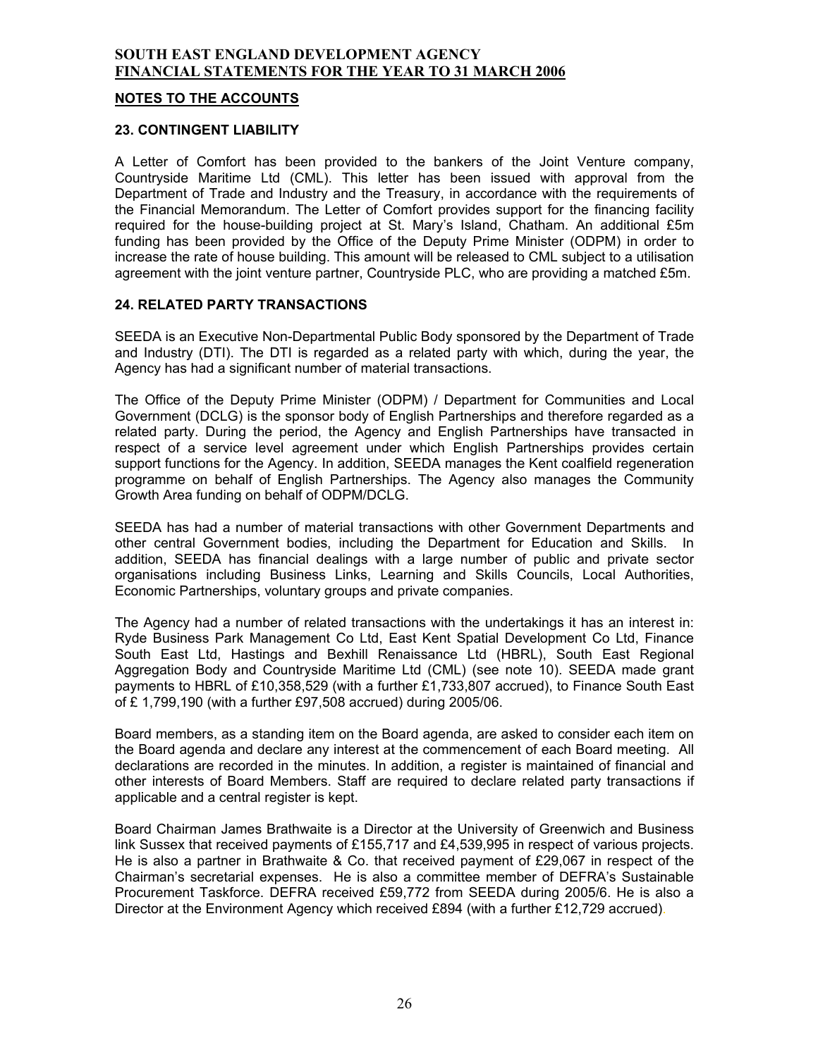**SOUTH EAST ENGLAND DEVELOPMENT AGENCY**
**FINANCIAL STATEMENTS FOR THE YEAR TO 31 MARCH 2006**

**NOTES TO THE ACCOUNTS**

## 23. CONTINGENT LIABILITY

A Letter of Comfort has been provided to the bankers of the Joint Venture company, Countryside Maritime Ltd (CML). This letter has been issued with approval from the Department of Trade and Industry and the Treasury, in accordance with the requirements of the Financial Memorandum. The Letter of Comfort provides support for the financing facility required for the house-building project at St. Mary's Island, Chatham. An additional £5m funding has been provided by the Office of the Deputy Prime Minister (ODPM) in order to increase the rate of house building. This amount will be released to CML subject to a utilisation agreement with the joint venture partner, Countryside PLC, who are providing a matched £5m.

## 24. RELATED PARTY TRANSACTIONS

SEEDA is an Executive Non-Departmental Public Body sponsored by the Department of Trade and Industry (DTI). The DTI is regarded as a related party with which, during the year, the Agency has had a significant number of material transactions.

The Office of the Deputy Prime Minister (ODPM) / Department for Communities and Local Government (DCLG) is the sponsor body of English Partnerships and therefore regarded as a related party. During the period, the Agency and English Partnerships have transacted in respect of a service level agreement under which English Partnerships provides certain support functions for the Agency. In addition, SEEDA manages the Kent coalfield regeneration programme on behalf of English Partnerships. The Agency also manages the Community Growth Area funding on behalf of ODPM/DCLG.

SEEDA has had a number of material transactions with other Government Departments and other central Government bodies, including the Department for Education and Skills. In addition, SEEDA has financial dealings with a large number of public and private sector organisations including Business Links, Learning and Skills Councils, Local Authorities, Economic Partnerships, voluntary groups and private companies.

The Agency had a number of related transactions with the undertakings it has an interest in: Ryde Business Park Management Co Ltd, East Kent Spatial Development Co Ltd, Finance South East Ltd, Hastings and Bexhill Renaissance Ltd (HBRL), South East Regional Aggregation Body and Countryside Maritime Ltd (CML) (see note 10). SEEDA made grant payments to HBRL of £10,358,529 (with a further £1,733,807 accrued), to Finance South East of £ 1,799,190 (with a further £97,508 accrued) during 2005/06.

Board members, as a standing item on the Board agenda, are asked to consider each item on the Board agenda and declare any interest at the commencement of each Board meeting. All declarations are recorded in the minutes. In addition, a register is maintained of financial and other interests of Board Members. Staff are required to declare related party transactions if applicable and a central register is kept.

Board Chairman James Brathwaite is a Director at the University of Greenwich and Business link Sussex that received payments of £155,717 and £4,539,995 in respect of various projects. He is also a partner in Brathwaite & Co. that received payment of £29,067 in respect of the Chairman's secretarial expenses. He is also a committee member of DEFRA's Sustainable Procurement Taskforce. DEFRA received £59,772 from SEEDA during 2005/6. He is also a Director at the Environment Agency which received £894 (with a further £12,729 accrued).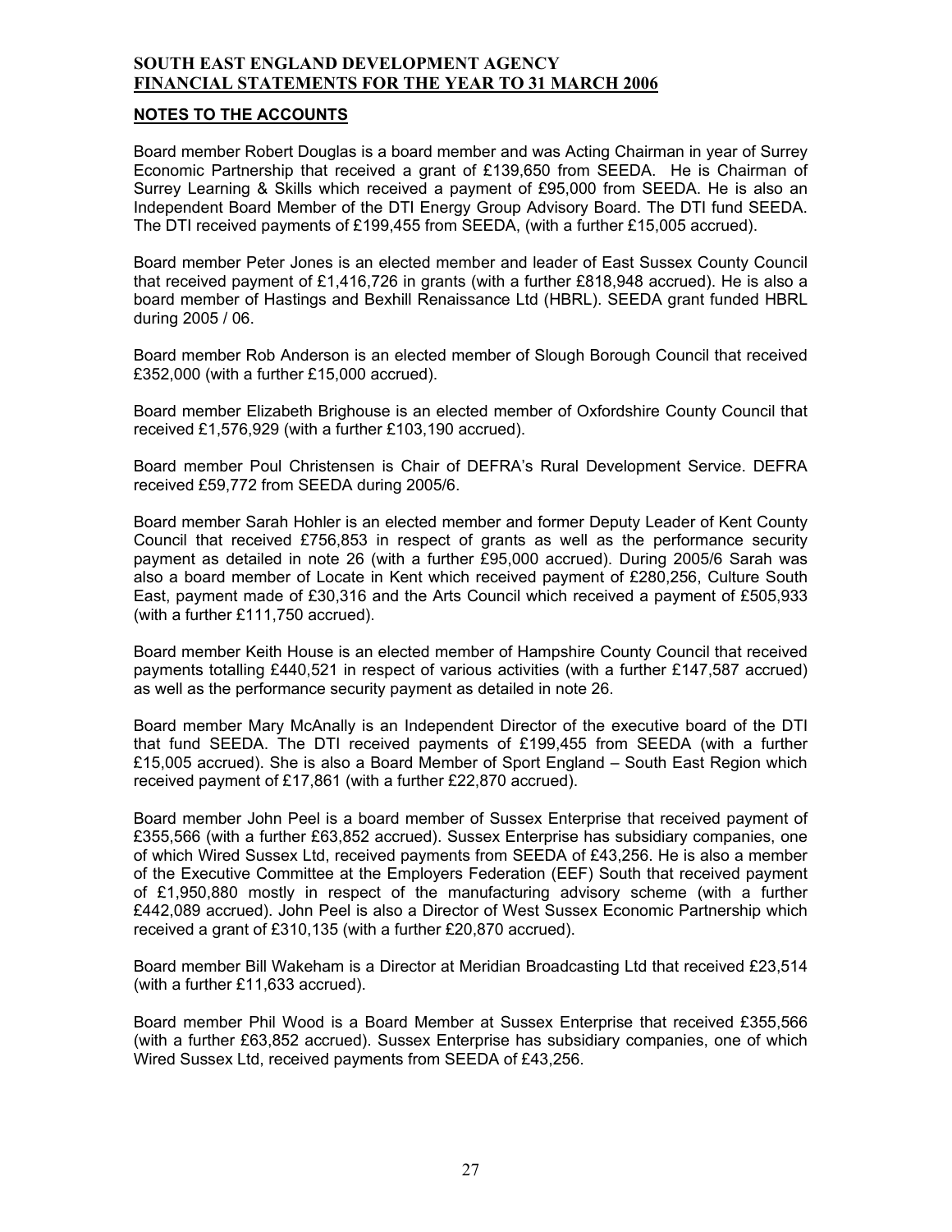# SOUTH EAST ENGLAND DEVELOPMENT AGENCY
## FINANCIAL STATEMENTS FOR THE YEAR TO 31 MARCH 2006

### NOTES TO THE ACCOUNTS

Board member Robert Douglas is a board member and was Acting Chairman in year of Surrey Economic Partnership that received a grant of £139,650 from SEEDA. He is Chairman of Surrey Learning & Skills which received a payment of £95,000 from SEEDA. He is also an Independent Board Member of the DTI Energy Group Advisory Board. The DTI fund SEEDA. The DTI received payments of £199,455 from SEEDA, (with a further £15,005 accrued).

Board member Peter Jones is an elected member and leader of East Sussex County Council that received payment of £1,416,726 in grants (with a further £818,948 accrued). He is also a board member of Hastings and Bexhill Renaissance Ltd (HBRL). SEEDA grant funded HBRL during 2005 / 06.

Board member Rob Anderson is an elected member of Slough Borough Council that received £352,000 (with a further £15,000 accrued).

Board member Elizabeth Brighouse is an elected member of Oxfordshire County Council that received £1,576,929 (with a further £103,190 accrued).

Board member Poul Christensen is Chair of DEFRA's Rural Development Service. DEFRA received £59,772 from SEEDA during 2005/6.

Board member Sarah Hohler is an elected member and former Deputy Leader of Kent County Council that received £756,853 in respect of grants as well as the performance security payment as detailed in note 26 (with a further £95,000 accrued). During 2005/6 Sarah was also a board member of Locate in Kent which received payment of £280,256, Culture South East, payment made of £30,316 and the Arts Council which received a payment of £505,933 (with a further £111,750 accrued).

Board member Keith House is an elected member of Hampshire County Council that received payments totalling £440,521 in respect of various activities (with a further £147,587 accrued) as well as the performance security payment as detailed in note 26.

Board member Mary McAnally is an Independent Director of the executive board of the DTI that fund SEEDA. The DTI received payments of £199,455 from SEEDA (with a further £15,005 accrued). She is also a Board Member of Sport England – South East Region which received payment of £17,861 (with a further £22,870 accrued).

Board member John Peel is a board member of Sussex Enterprise that received payment of £355,566 (with a further £63,852 accrued). Sussex Enterprise has subsidiary companies, one of which Wired Sussex Ltd, received payments from SEEDA of £43,256. He is also a member of the Executive Committee at the Employers Federation (EEF) South that received payment of £1,950,880 mostly in respect of the manufacturing advisory scheme (with a further £442,089 accrued). John Peel is also a Director of West Sussex Economic Partnership which received a grant of £310,135 (with a further £20,870 accrued).

Board member Bill Wakeham is a Director at Meridian Broadcasting Ltd that received £23,514 (with a further £11,633 accrued).

Board member Phil Wood is a Board Member at Sussex Enterprise that received £355,566 (with a further £63,852 accrued). Sussex Enterprise has subsidiary companies, one of which Wired Sussex Ltd, received payments from SEEDA of £43,256.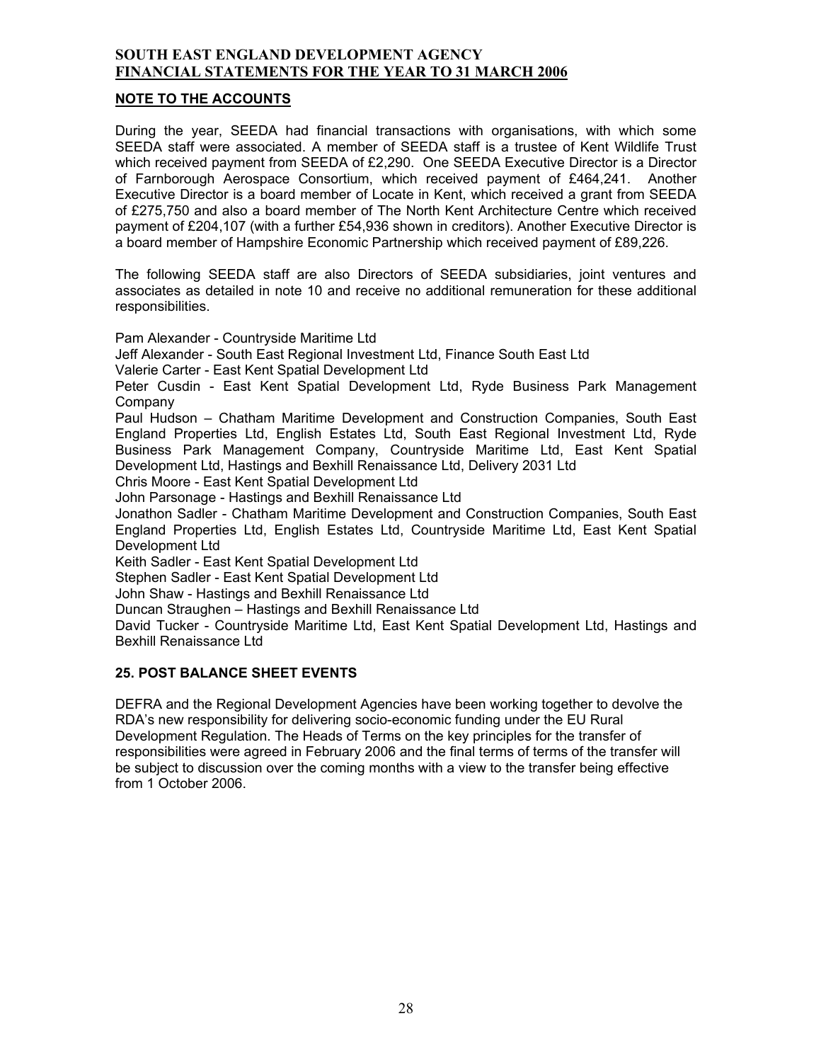**SOUTH EAST ENGLAND DEVELOPMENT AGENCY**
**FINANCIAL STATEMENTS FOR THE YEAR TO 31 MARCH 2006**

## NOTE TO THE ACCOUNTS

During the year, SEEDA had financial transactions with organisations, with which some SEEDA staff were associated. A member of SEEDA staff is a trustee of Kent Wildlife Trust which received payment from SEEDA of £2,290. One SEEDA Executive Director is a Director of Farnborough Aerospace Consortium, which received payment of £464,241. Another Executive Director is a board member of Locate in Kent, which received a grant from SEEDA of £275,750 and also a board member of The North Kent Architecture Centre which received payment of £204,107 (with a further £54,936 shown in creditors). Another Executive Director is a board member of Hampshire Economic Partnership which received payment of £89,226.

The following SEEDA staff are also Directors of SEEDA subsidiaries, joint ventures and associates as detailed in note 10 and receive no additional remuneration for these additional responsibilities.

Pam Alexander - Countryside Maritime Ltd
Jeff Alexander - South East Regional Investment Ltd, Finance South East Ltd
Valerie Carter - East Kent Spatial Development Ltd
Peter Cusdin - East Kent Spatial Development Ltd, Ryde Business Park Management Company
Paul Hudson – Chatham Maritime Development and Construction Companies, South East England Properties Ltd, English Estates Ltd, South East Regional Investment Ltd, Ryde Business Park Management Company, Countryside Maritime Ltd, East Kent Spatial Development Ltd, Hastings and Bexhill Renaissance Ltd, Delivery 2031 Ltd
Chris Moore - East Kent Spatial Development Ltd
John Parsonage - Hastings and Bexhill Renaissance Ltd
Jonathon Sadler - Chatham Maritime Development and Construction Companies, South East England Properties Ltd, English Estates Ltd, Countryside Maritime Ltd, East Kent Spatial Development Ltd
Keith Sadler - East Kent Spatial Development Ltd
Stephen Sadler - East Kent Spatial Development Ltd
John Shaw - Hastings and Bexhill Renaissance Ltd
Duncan Straughen – Hastings and Bexhill Renaissance Ltd
David Tucker - Countryside Maritime Ltd, East Kent Spatial Development Ltd, Hastings and Bexhill Renaissance Ltd

## 25. POST BALANCE SHEET EVENTS

DEFRA and the Regional Development Agencies have been working together to devolve the RDA's new responsibility for delivering socio-economic funding under the EU Rural Development Regulation. The Heads of Terms on the key principles for the transfer of responsibilities were agreed in February 2006 and the final terms of terms of the transfer will be subject to discussion over the coming months with a view to the transfer being effective from 1 October 2006.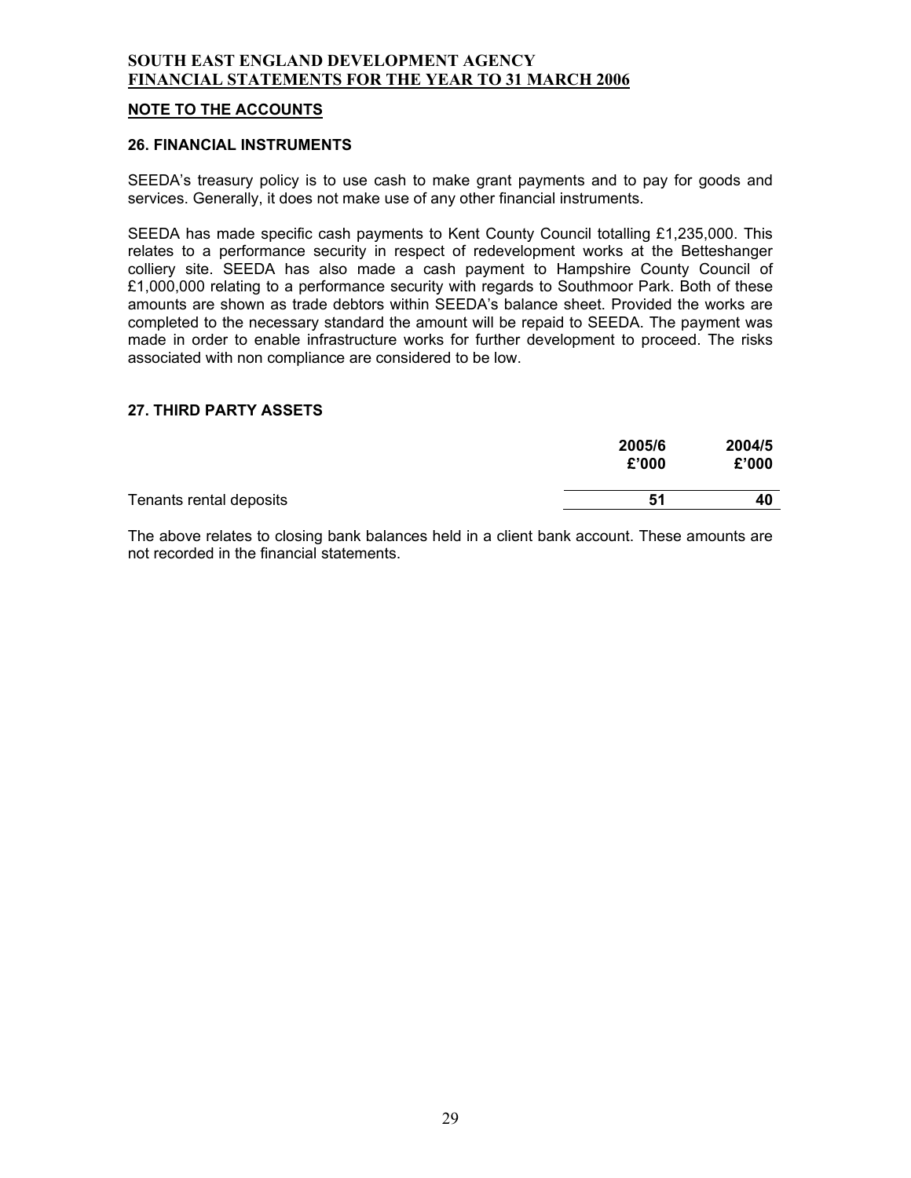**SOUTH EAST ENGLAND DEVELOPMENT AGENCY**
**FINANCIAL STATEMENTS FOR THE YEAR TO 31 MARCH 2006**

## NOTE TO THE ACCOUNTS

### 26. FINANCIAL INSTRUMENTS

SEEDA's treasury policy is to use cash to make grant payments and to pay for goods and services. Generally, it does not make use of any other financial instruments.

SEEDA has made specific cash payments to Kent County Council totalling £1,235,000. This relates to a performance security in respect of redevelopment works at the Betteshanger colliery site. SEEDA has also made a cash payment to Hampshire County Council of £1,000,000 relating to a performance security with regards to Southmoor Park. Both of these amounts are shown as trade debtors within SEEDA's balance sheet. Provided the works are completed to the necessary standard the amount will be repaid to SEEDA. The payment was made in order to enable infrastructure works for further development to proceed. The risks associated with non compliance are considered to be low.

### 27. THIRD PARTY ASSETS

| | 2005/6 £'000 | 2004/5 £'000 |
|---|---|---|
| Tenants rental deposits | 51 | 40 |

The above relates to closing bank balances held in a client bank account. These amounts are not recorded in the financial statements.